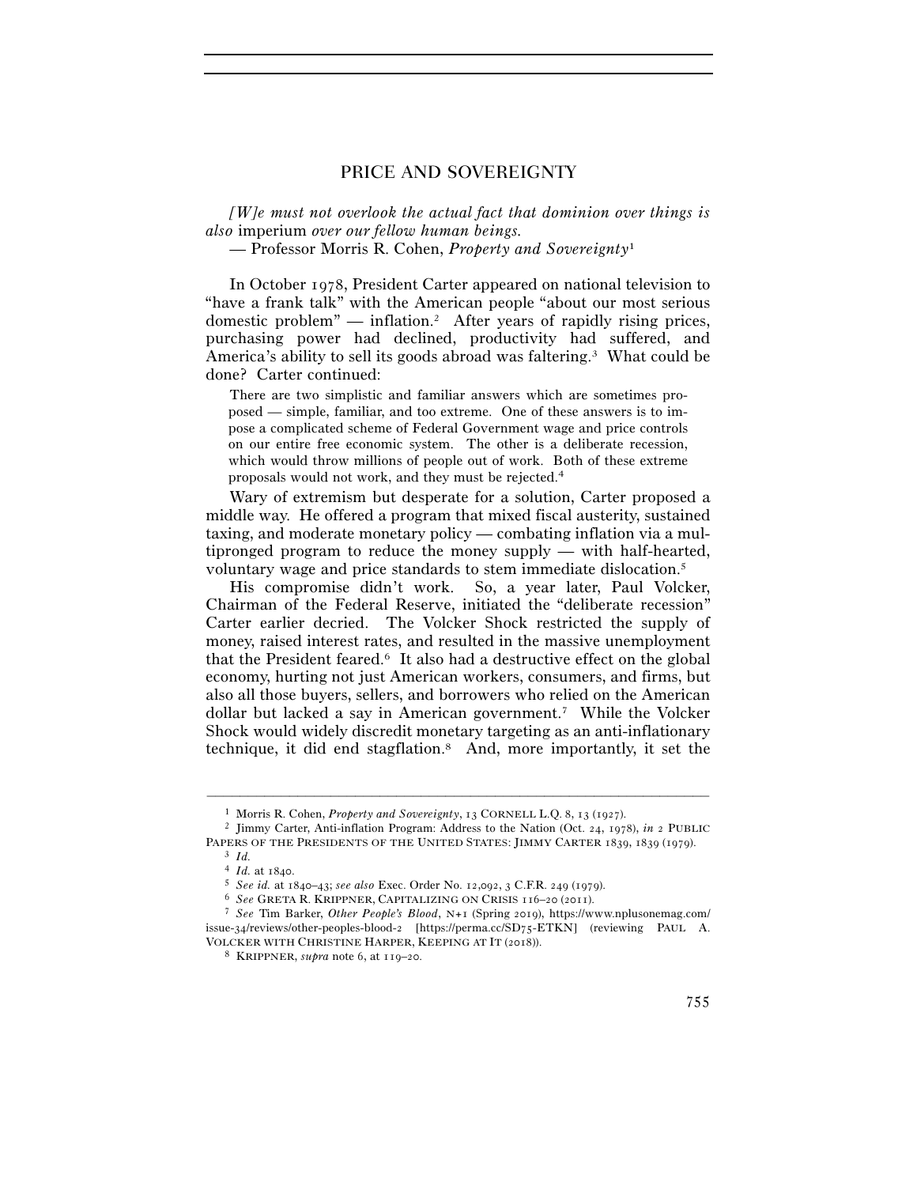# PRICE AND SOVEREIGNTY

*[W]e must not overlook the actual fact that dominion over things is also* imperium *over our fellow human beings.*

— Professor Morris R. Cohen, *Property and Sovereignty*[1]

In October 1978, President Carter appeared on national television to "have a frank talk" with the American people "about our most serious domestic problem" — inflation.[2] After years of rapidly rising prices, purchasing power had declined, productivity had suffered, and America's ability to sell its goods abroad was faltering.[3] What could be done? Carter continued:

> There are two simplistic and familiar answers which are sometimes proposed — simple, familiar, and too extreme. One of these answers is to impose a complicated scheme of Federal Government wage and price controls on our entire free economic system. The other is a deliberate recession, which would throw millions of people out of work. Both of these extreme proposals would not work, and they must be rejected.[4]

Wary of extremism but desperate for a solution, Carter proposed a middle way. He offered a program that mixed fiscal austerity, sustained taxing, and moderate monetary policy — combating inflation via a multipronged program to reduce the money supply — with half-hearted, voluntary wage and price standards to stem immediate dislocation.[5]

His compromise didn't work. So, a year later, Paul Volcker, Chairman of the Federal Reserve, initiated the "deliberate recession" Carter earlier decried. The Volcker Shock restricted the supply of money, raised interest rates, and resulted in the massive unemployment that the President feared.[6] It also had a destructive effect on the global economy, hurting not just American workers, consumers, and firms, but also all those buyers, sellers, and borrowers who relied on the American dollar but lacked a say in American government.[7] While the Volcker Shock would widely discredit monetary targeting as an anti-inflationary technique, it did end stagflation.[8] And, more importantly, it set the

---

[1] Morris R. Cohen, *Property and Sovereignty*, 13 CORNELL L.Q. 8, 13 (1927).

[2] Jimmy Carter, Anti-inflation Program: Address to the Nation (Oct. 24, 1978), *in* 2 PUBLIC PAPERS OF THE PRESIDENTS OF THE UNITED STATES: JIMMY CARTER 1839, 1839 (1979).

[3] *Id.*

[4] *Id.* at 1840.

[5] *See id.* at 1840–43; *see also* Exec. Order No. 12,092, 3 C.F.R. 249 (1979).

[6] *See* GRETA R. KRIPPNER, CAPITALIZING ON CRISIS 116–20 (2011).

[7] *See* Tim Barker, *Other People's Blood*, N+1 (Spring 2019), https://www.nplusonemag.com/issue-34/reviews/other-peoples-blood-2 [https://perma.cc/SD75-ETKN] (reviewing PAUL A. VOLCKER WITH CHRISTINE HARPER, KEEPING AT IT (2018)).

[8] KRIPPNER, *supra* note 6, at 119–20.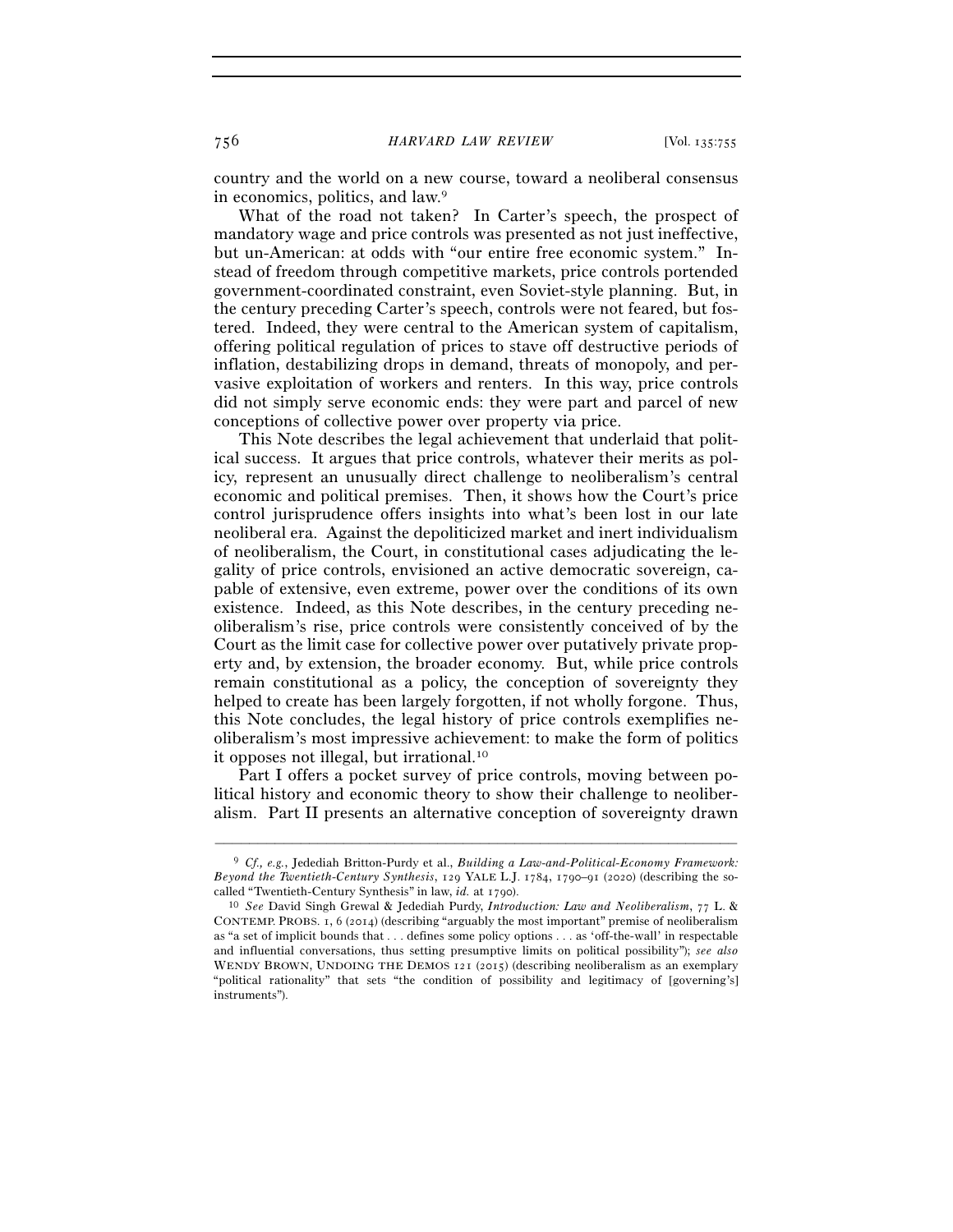country and the world on a new course, toward a neoliberal consensus in economics, politics, and law.[9]

What of the road not taken? In Carter's speech, the prospect of mandatory wage and price controls was presented as not just ineffective, but un-American: at odds with "our entire free economic system." Instead of freedom through competitive markets, price controls portended government-coordinated constraint, even Soviet-style planning. But, in the century preceding Carter's speech, controls were not feared, but fostered. Indeed, they were central to the American system of capitalism, offering political regulation of prices to stave off destructive periods of inflation, destabilizing drops in demand, threats of monopoly, and pervasive exploitation of workers and renters. In this way, price controls did not simply serve economic ends: they were part and parcel of new conceptions of collective power over property via price.

This Note describes the legal achievement that underlaid that political success. It argues that price controls, whatever their merits as policy, represent an unusually direct challenge to neoliberalism's central economic and political premises. Then, it shows how the Court's price control jurisprudence offers insights into what's been lost in our late neoliberal era. Against the depoliticized market and inert individualism of neoliberalism, the Court, in constitutional cases adjudicating the legality of price controls, envisioned an active democratic sovereign, capable of extensive, even extreme, power over the conditions of its own existence. Indeed, as this Note describes, in the century preceding neoliberalism's rise, price controls were consistently conceived of by the Court as the limit case for collective power over putatively private property and, by extension, the broader economy. But, while price controls remain constitutional as a policy, the conception of sovereignty they helped to create has been largely forgotten, if not wholly forgone. Thus, this Note concludes, the legal history of price controls exemplifies neoliberalism's most impressive achievement: to make the form of politics it opposes not illegal, but irrational.[10]

Part I offers a pocket survey of price controls, moving between political history and economic theory to show their challenge to neoliberalism. Part II presents an alternative conception of sovereignty drawn

---

[9] *Cf., e.g.*, Jedediah Britton-Purdy et al., *Building a Law-and-Political-Economy Framework: Beyond the Twentieth-Century Synthesis*, 129 YALE L.J. 1784, 1790–91 (2020) (describing the so-called "Twentieth-Century Synthesis" in law, *id.* at 1790).

[10] *See* David Singh Grewal & Jedediah Purdy, *Introduction: Law and Neoliberalism*, 77 L. & CONTEMP. PROBS. 1, 6 (2014) (describing "arguably the most important" premise of neoliberalism as "a set of implicit bounds that . . . defines some policy options . . . as 'off-the-wall' in respectable and influential conversations, thus setting presumptive limits on political possibility"); *see also* WENDY BROWN, UNDOING THE DEMOS 121 (2015) (describing neoliberalism as an exemplary "political rationality" that sets "the condition of possibility and legitimacy of [governing's] instruments").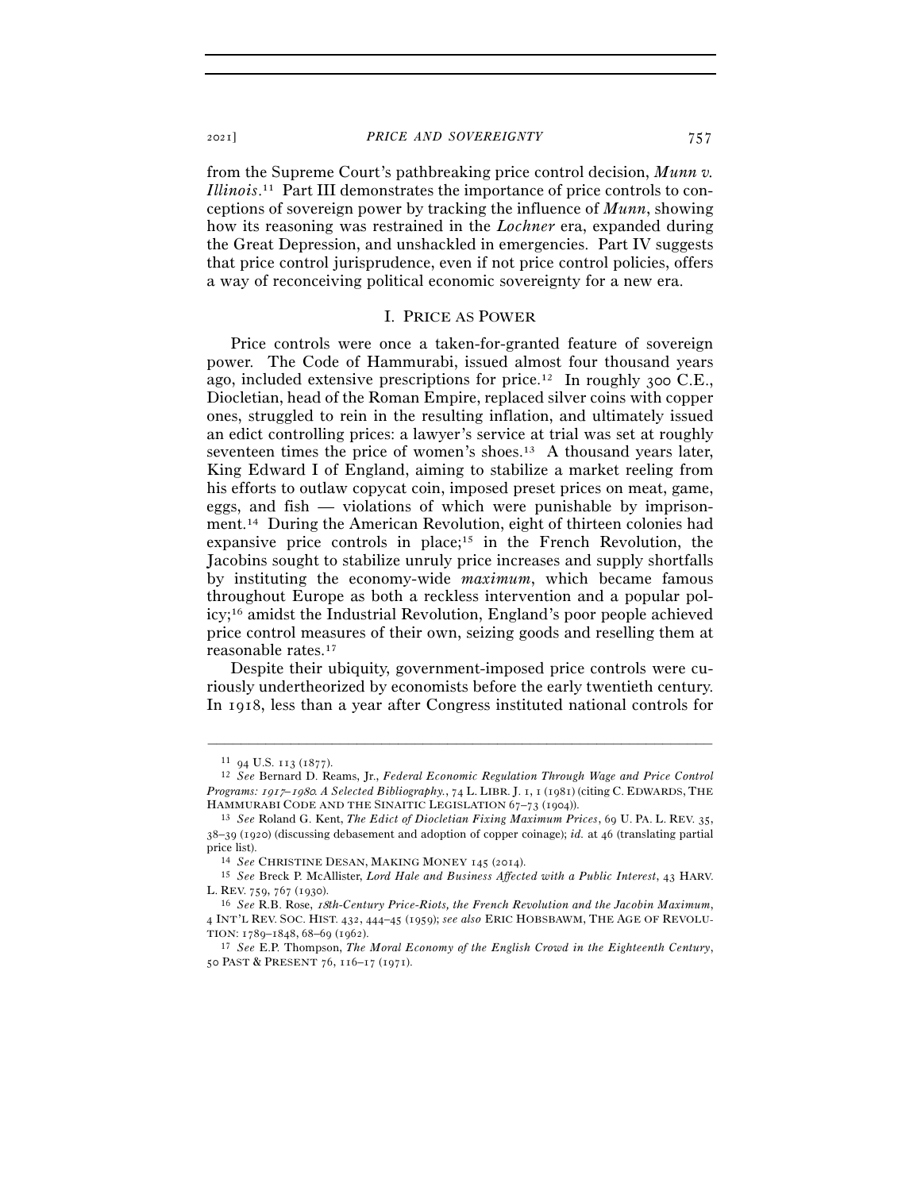from the Supreme Court's pathbreaking price control decision, *Munn v. Illinois*.[11] Part III demonstrates the importance of price controls to conceptions of sovereign power by tracking the influence of *Munn*, showing how its reasoning was restrained in the *Lochner* era, expanded during the Great Depression, and unshackled in emergencies. Part IV suggests that price control jurisprudence, even if not price control policies, offers a way of reconceiving political economic sovereignty for a new era.

## I. PRICE AS POWER

Price controls were once a taken-for-granted feature of sovereign power. The Code of Hammurabi, issued almost four thousand years ago, included extensive prescriptions for price.[12] In roughly 300 C.E., Diocletian, head of the Roman Empire, replaced silver coins with copper ones, struggled to rein in the resulting inflation, and ultimately issued an edict controlling prices: a lawyer's service at trial was set at roughly seventeen times the price of women's shoes.[13] A thousand years later, King Edward I of England, aiming to stabilize a market reeling from his efforts to outlaw copycat coin, imposed preset prices on meat, game, eggs, and fish — violations of which were punishable by imprisonment.[14] During the American Revolution, eight of thirteen colonies had expansive price controls in place;[15] in the French Revolution, the Jacobins sought to stabilize unruly price increases and supply shortfalls by instituting the economy-wide *maximum*, which became famous throughout Europe as both a reckless intervention and a popular policy;[16] amidst the Industrial Revolution, England's poor people achieved price control measures of their own, seizing goods and reselling them at reasonable rates.[17]

Despite their ubiquity, government-imposed price controls were curiously undertheorized by economists before the early twentieth century. In 1918, less than a year after Congress instituted national controls for

---

[11] 94 U.S. 113 (1877).

[12] *See* Bernard D. Reams, Jr., *Federal Economic Regulation Through Wage and Price Control Programs: 1917–1980. A Selected Bibliography.*, 74 L. LIBR. J. 1, 1 (1981) (citing C. EDWARDS, THE HAMMURABI CODE AND THE SINAITIC LEGISLATION 67–73 (1904)).

[13] *See* Roland G. Kent, *The Edict of Diocletian Fixing Maximum Prices*, 69 U. PA. L. REV. 35, 38–39 (1920) (discussing debasement and adoption of copper coinage); *id.* at 46 (translating partial price list).

[14] *See* CHRISTINE DESAN, MAKING MONEY 145 (2014).

[15] *See* Breck P. McAllister, *Lord Hale and Business Affected with a Public Interest*, 43 HARV. L. REV. 759, 767 (1930).

[16] *See* R.B. Rose, *18th-Century Price-Riots, the French Revolution and the Jacobin Maximum*, 4 INT'L REV. SOC. HIST. 432, 444–45 (1959); *see also* ERIC HOBSBAWM, THE AGE OF REVOLUTION: 1789–1848, 68–69 (1962).

[17] *See* E.P. Thompson, *The Moral Economy of the English Crowd in the Eighteenth Century*, 50 PAST & PRESENT 76, 116–17 (1971).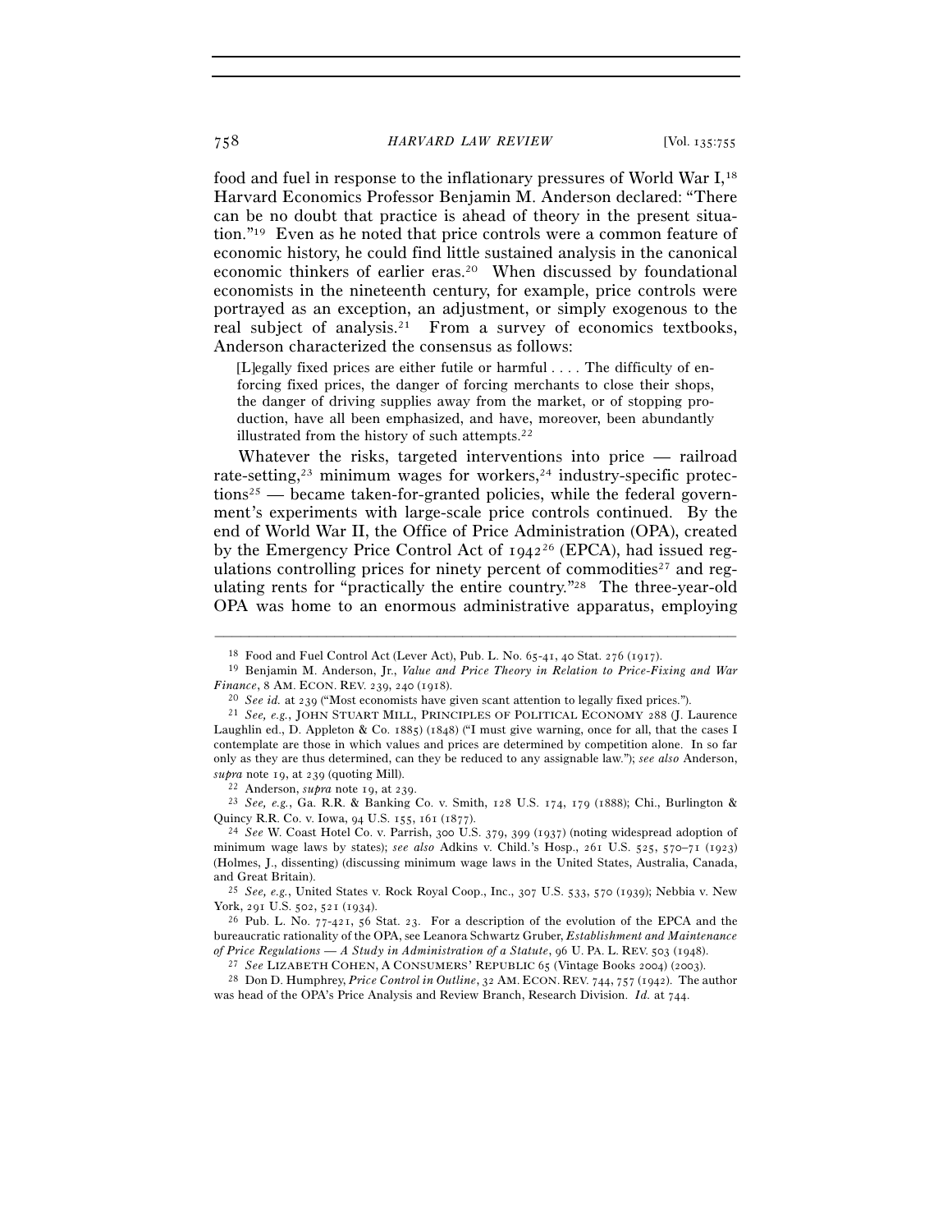food and fuel in response to the inflationary pressures of World War I,[18] Harvard Economics Professor Benjamin M. Anderson declared: "There can be no doubt that practice is ahead of theory in the present situation."[19] Even as he noted that price controls were a common feature of economic history, he could find little sustained analysis in the canonical economic thinkers of earlier eras.[20] When discussed by foundational economists in the nineteenth century, for example, price controls were portrayed as an exception, an adjustment, or simply exogenous to the real subject of analysis.[21] From a survey of economics textbooks, Anderson characterized the consensus as follows:

> [L]egally fixed prices are either futile or harmful . . . . The difficulty of enforcing fixed prices, the danger of forcing merchants to close their shops, the danger of driving supplies away from the market, or of stopping production, have all been emphasized, and have, moreover, been abundantly illustrated from the history of such attempts.[22]

Whatever the risks, targeted interventions into price — railroad rate-setting,[23] minimum wages for workers,[24] industry-specific protections[25] — became taken-for-granted policies, while the federal government's experiments with large-scale price controls continued. By the end of World War II, the Office of Price Administration (OPA), created by the Emergency Price Control Act of 1942[26] (EPCA), had issued regulations controlling prices for ninety percent of commodities[27] and regulating rents for "practically the entire country."[28] The three-year-old OPA was home to an enormous administrative apparatus, employing

---

[18] Food and Fuel Control Act (Lever Act), Pub. L. No. 65-41, 40 Stat. 276 (1917).

[19] Benjamin M. Anderson, Jr., *Value and Price Theory in Relation to Price-Fixing and War Finance*, 8 AM. ECON. REV. 239, 240 (1918).

[20] *See id.* at 239 ("Most economists have given scant attention to legally fixed prices.").

[21] *See, e.g.*, JOHN STUART MILL, PRINCIPLES OF POLITICAL ECONOMY 288 (J. Laurence Laughlin ed., D. Appleton & Co. 1885) (1848) ("I must give warning, once for all, that the cases I contemplate are those in which values and prices are determined by competition alone. In so far only as they are thus determined, can they be reduced to any assignable law."); *see also* Anderson, *supra* note 19, at 239 (quoting Mill).

[22] Anderson, *supra* note 19, at 239.

[23] *See, e.g.*, Ga. R.R. & Banking Co. v. Smith, 128 U.S. 174, 179 (1888); Chi., Burlington & Quincy R.R. Co. v. Iowa, 94 U.S. 155, 161 (1877).

[24] *See* W. Coast Hotel Co. v. Parrish, 300 U.S. 379, 399 (1937) (noting widespread adoption of minimum wage laws by states); *see also* Adkins v. Child.'s Hosp., 261 U.S. 525, 570–71 (1923) (Holmes, J., dissenting) (discussing minimum wage laws in the United States, Australia, Canada, and Great Britain).

[25] *See, e.g.*, United States v. Rock Royal Coop., Inc., 307 U.S. 533, 570 (1939); Nebbia v. New York, 291 U.S. 502, 521 (1934).

[26] Pub. L. No. 77-421, 56 Stat. 23. For a description of the evolution of the EPCA and the bureaucratic rationality of the OPA, see Leanora Schwartz Gruber, *Establishment and Maintenance of Price Regulations — A Study in Administration of a Statute*, 96 U. PA. L. REV. 503 (1948).

[27] *See* LIZABETH COHEN, A CONSUMERS' REPUBLIC 65 (Vintage Books 2004) (2003).

[28] Don D. Humphrey, *Price Control in Outline*, 32 AM. ECON. REV. 744, 757 (1942). The author was head of the OPA's Price Analysis and Review Branch, Research Division. *Id.* at 744.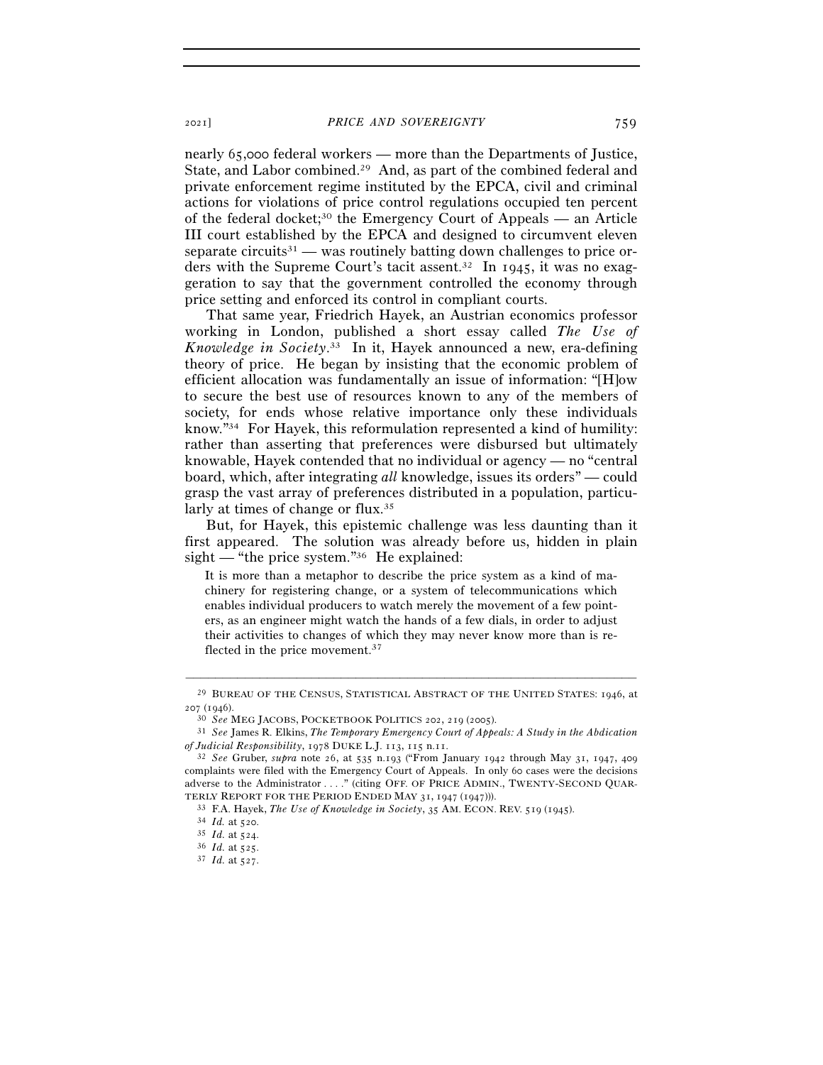nearly 65,000 federal workers — more than the Departments of Justice, State, and Labor combined.[29] And, as part of the combined federal and private enforcement regime instituted by the EPCA, civil and criminal actions for violations of price control regulations occupied ten percent of the federal docket;[30] the Emergency Court of Appeals — an Article III court established by the EPCA and designed to circumvent eleven separate circuits[31] — was routinely batting down challenges to price orders with the Supreme Court's tacit assent.[32] In 1945, it was no exaggeration to say that the government controlled the economy through price setting and enforced its control in compliant courts.

That same year, Friedrich Hayek, an Austrian economics professor working in London, published a short essay called *The Use of Knowledge in Society*.[33] In it, Hayek announced a new, era-defining theory of price. He began by insisting that the economic problem of efficient allocation was fundamentally an issue of information: "[H]ow to secure the best use of resources known to any of the members of society, for ends whose relative importance only these individuals know."[34] For Hayek, this reformulation represented a kind of humility: rather than asserting that preferences were disbursed but ultimately knowable, Hayek contended that no individual or agency — no "central board, which, after integrating *all* knowledge, issues its orders" — could grasp the vast array of preferences distributed in a population, particularly at times of change or flux.[35]

But, for Hayek, this epistemic challenge was less daunting than it first appeared. The solution was already before us, hidden in plain sight — "the price system."[36] He explained:

> It is more than a metaphor to describe the price system as a kind of machinery for registering change, or a system of telecommunications which enables individual producers to watch merely the movement of a few pointers, as an engineer might watch the hands of a few dials, in order to adjust their activities to changes of which they may never know more than is reflected in the price movement.[37]

---

[29] BUREAU OF THE CENSUS, STATISTICAL ABSTRACT OF THE UNITED STATES: 1946, at 207 (1946).

[30] *See* MEG JACOBS, POCKETBOOK POLITICS 202, 219 (2005).

[31] *See* James R. Elkins, *The Temporary Emergency Court of Appeals: A Study in the Abdication of Judicial Responsibility*, 1978 DUKE L.J. 113, 115 n.11.

[32] *See* Gruber, *supra* note 26, at 535 n.193 ("From January 1942 through May 31, 1947, 409 complaints were filed with the Emergency Court of Appeals. In only 60 cases were the decisions adverse to the Administrator . . . ." (citing OFF. OF PRICE ADMIN., TWENTY-SECOND QUARTERLY REPORT FOR THE PERIOD ENDED MAY 31, 1947 (1947))).

[33] F.A. Hayek, *The Use of Knowledge in Society*, 35 AM. ECON. REV. 519 (1945).

[34] *Id.* at 520.

[35] *Id.* at 524.

[36] *Id.* at 525.

[37] *Id.* at 527.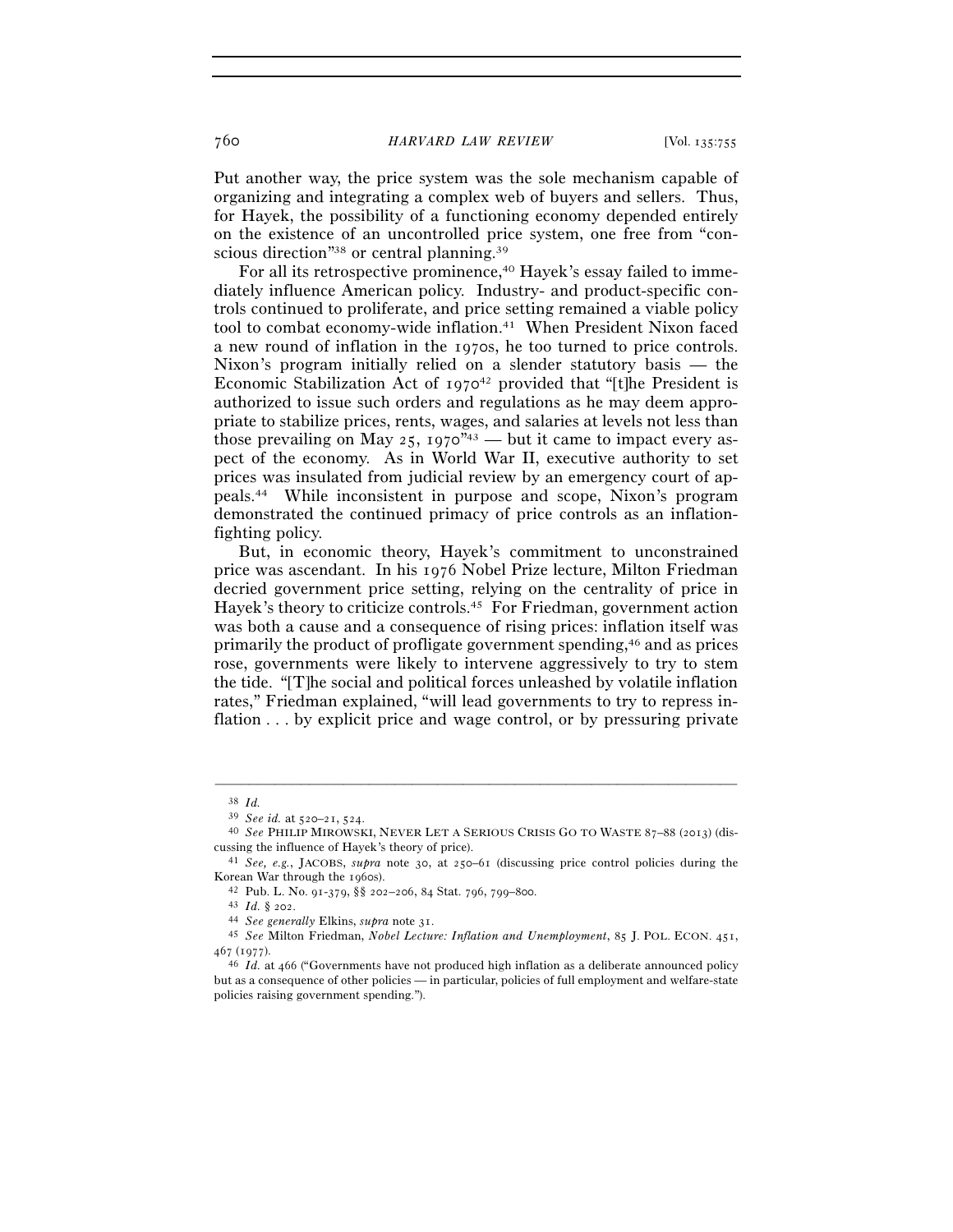Put another way, the price system was the sole mechanism capable of organizing and integrating a complex web of buyers and sellers. Thus, for Hayek, the possibility of a functioning economy depended entirely on the existence of an uncontrolled price system, one free from "conscious direction"[38] or central planning.[39]

For all its retrospective prominence,[40] Hayek's essay failed to immediately influence American policy. Industry- and product-specific controls continued to proliferate, and price setting remained a viable policy tool to combat economy-wide inflation.[41] When President Nixon faced a new round of inflation in the 1970s, he too turned to price controls. Nixon's program initially relied on a slender statutory basis — the Economic Stabilization Act of 1970[42] provided that "[t]he President is authorized to issue such orders and regulations as he may deem appropriate to stabilize prices, rents, wages, and salaries at levels not less than those prevailing on May 25, 1970"[43] — but it came to impact every aspect of the economy. As in World War II, executive authority to set prices was insulated from judicial review by an emergency court of appeals.[44] While inconsistent in purpose and scope, Nixon's program demonstrated the continued primacy of price controls as an inflation-fighting policy.

But, in economic theory, Hayek's commitment to unconstrained price was ascendant. In his 1976 Nobel Prize lecture, Milton Friedman decried government price setting, relying on the centrality of price in Hayek's theory to criticize controls.[45] For Friedman, government action was both a cause and a consequence of rising prices: inflation itself was primarily the product of profligate government spending,[46] and as prices rose, governments were likely to intervene aggressively to try to stem the tide. "[T]he social and political forces unleashed by volatile inflation rates," Friedman explained, "will lead governments to try to repress inflation . . . by explicit price and wage control, or by pressuring private

---

[38] *Id.*

[39] *See id.* at 520–21, 524.

[40] *See* PHILIP MIROWSKI, NEVER LET A SERIOUS CRISIS GO TO WASTE 87–88 (2013) (discussing the influence of Hayek's theory of price).

[41] *See, e.g.*, JACOBS, *supra* note 30, at 250–61 (discussing price control policies during the Korean War through the 1960s).

[42] Pub. L. No. 91-379, §§ 202–206, 84 Stat. 796, 799–800.

[43] *Id.* § 202.

[44] *See generally* Elkins, *supra* note 31.

[45] *See* Milton Friedman, *Nobel Lecture: Inflation and Unemployment*, 85 J. POL. ECON. 451, 467 (1977).

[46] *Id.* at 466 ("Governments have not produced high inflation as a deliberate announced policy but as a consequence of other policies — in particular, policies of full employment and welfare-state policies raising government spending.").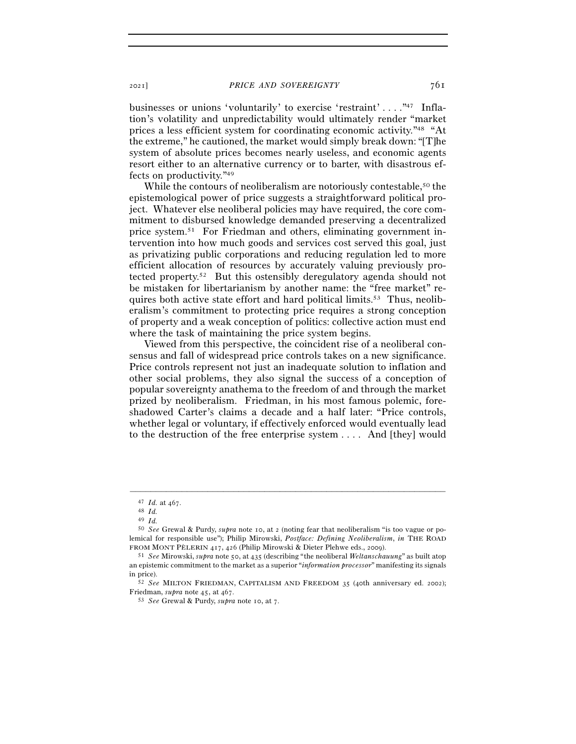businesses or unions 'voluntarily' to exercise 'restraint' . . . ."[47] Inflation's volatility and unpredictability would ultimately render "market prices a less efficient system for coordinating economic activity."[48] "At the extreme," he cautioned, the market would simply break down: "[T]he system of absolute prices becomes nearly useless, and economic agents resort either to an alternative currency or to barter, with disastrous effects on productivity."[49]

While the contours of neoliberalism are notoriously contestable,[50] the epistemological power of price suggests a straightforward political project. Whatever else neoliberal policies may have required, the core commitment to disbursed knowledge demanded preserving a decentralized price system.[51] For Friedman and others, eliminating government intervention into how much goods and services cost served this goal, just as privatizing public corporations and reducing regulation led to more efficient allocation of resources by accurately valuing previously protected property.[52] But this ostensibly deregulatory agenda should not be mistaken for libertarianism by another name: the "free market" requires both active state effort and hard political limits.[53] Thus, neoliberalism's commitment to protecting price requires a strong conception of property and a weak conception of politics: collective action must end where the task of maintaining the price system begins.

Viewed from this perspective, the coincident rise of a neoliberal consensus and fall of widespread price controls takes on a new significance. Price controls represent not just an inadequate solution to inflation and other social problems, they also signal the success of a conception of popular sovereignty anathema to the freedom of and through the market prized by neoliberalism. Friedman, in his most famous polemic, foreshadowed Carter's claims a decade and a half later: "Price controls, whether legal or voluntary, if effectively enforced would eventually lead to the destruction of the free enterprise system . . . . And [they] would

---

[47] *Id.* at 467.

[48] *Id.*

[49] *Id.*

[50] *See* Grewal & Purdy, *supra* note 10, at 2 (noting fear that neoliberalism "is too vague or polemical for responsible use"); Philip Mirowski, *Postface: Defining Neoliberalism*, *in* THE ROAD FROM MONT PÈLERIN 417, 426 (Philip Mirowski & Dieter Plehwe eds., 2009).

[51] *See* Mirowski, *supra* note 50, at 435 (describing "the neoliberal *Weltanschauung*" as built atop an epistemic commitment to the market as a superior "*information processor*" manifesting its signals in price).

[52] *See* MILTON FRIEDMAN, CAPITALISM AND FREEDOM 35 (40th anniversary ed. 2002); Friedman, *supra* note 45, at 467.

[53] *See* Grewal & Purdy, *supra* note 10, at 7.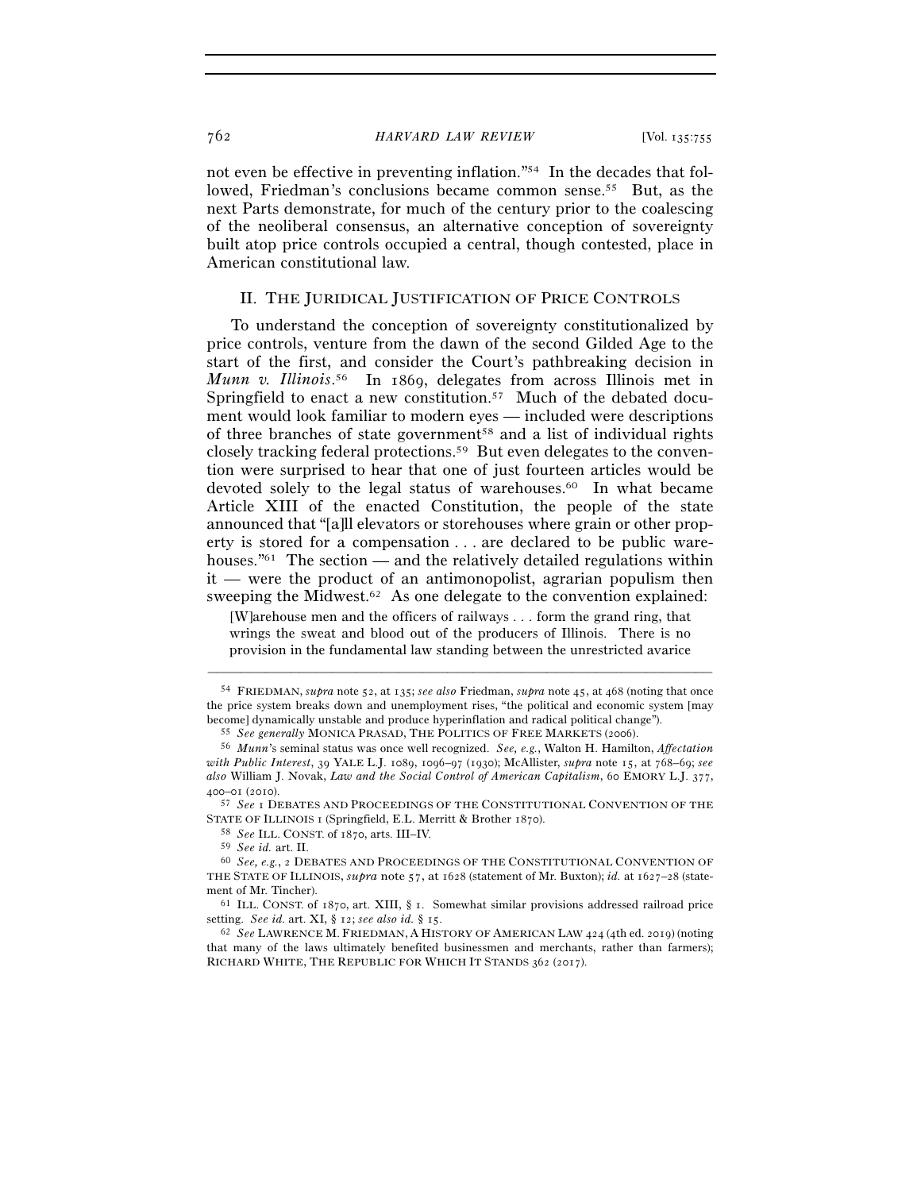not even be effective in preventing inflation."[54] In the decades that followed, Friedman's conclusions became common sense.[55] But, as the next Parts demonstrate, for much of the century prior to the coalescing of the neoliberal consensus, an alternative conception of sovereignty built atop price controls occupied a central, though contested, place in American constitutional law.

## II. THE JURIDICAL JUSTIFICATION OF PRICE CONTROLS

To understand the conception of sovereignty constitutionalized by price controls, venture from the dawn of the second Gilded Age to the start of the first, and consider the Court's pathbreaking decision in *Munn v. Illinois*.[56] In 1869, delegates from across Illinois met in Springfield to enact a new constitution.[57] Much of the debated document would look familiar to modern eyes — included were descriptions of three branches of state government[58] and a list of individual rights closely tracking federal protections.[59] But even delegates to the convention were surprised to hear that one of just fourteen articles would be devoted solely to the legal status of warehouses.[60] In what became Article XIII of the enacted Constitution, the people of the state announced that "[a]ll elevators or storehouses where grain or other property is stored for a compensation . . . are declared to be public warehouses."[61] The section — and the relatively detailed regulations within it — were the product of an antimonopolist, agrarian populism then sweeping the Midwest.[62] As one delegate to the convention explained:

> [W]arehouse men and the officers of railways . . . form the grand ring, that wrings the sweat and blood out of the producers of Illinois. There is no provision in the fundamental law standing between the unrestricted avarice

---

[54] FRIEDMAN, *supra* note 52, at 135; *see also* Friedman, *supra* note 45, at 468 (noting that once the price system breaks down and unemployment rises, "the political and economic system [may become] dynamically unstable and produce hyperinflation and radical political change").

[55] *See generally* MONICA PRASAD, THE POLITICS OF FREE MARKETS (2006).

[56] *Munn*'s seminal status was once well recognized. *See, e.g.*, Walton H. Hamilton, *Affectation with Public Interest*, 39 YALE L.J. 1089, 1096–97 (1930); McAllister, *supra* note 15, at 768–69; *see also* William J. Novak, *Law and the Social Control of American Capitalism*, 60 EMORY L.J. 377, 400–01 (2010).

[57] *See* 1 DEBATES AND PROCEEDINGS OF THE CONSTITUTIONAL CONVENTION OF THE STATE OF ILLINOIS 1 (Springfield, E.L. Merritt & Brother 1870).

[58] *See* ILL. CONST. of 1870, arts. III–IV.

[59] *See id.* art. II.

[60] *See, e.g.*, 2 DEBATES AND PROCEEDINGS OF THE CONSTITUTIONAL CONVENTION OF THE STATE OF ILLINOIS, *supra* note 57, at 1628 (statement of Mr. Buxton); *id.* at 1627–28 (statement of Mr. Tincher).

[61] ILL. CONST. of 1870, art. XIII, § 1. Somewhat similar provisions addressed railroad price setting. *See id.* art. XI, § 12; *see also id.* § 15.

[62] *See* LAWRENCE M. FRIEDMAN, A HISTORY OF AMERICAN LAW 424 (4th ed. 2019) (noting that many of the laws ultimately benefited businessmen and merchants, rather than farmers); RICHARD WHITE, THE REPUBLIC FOR WHICH IT STANDS 362 (2017).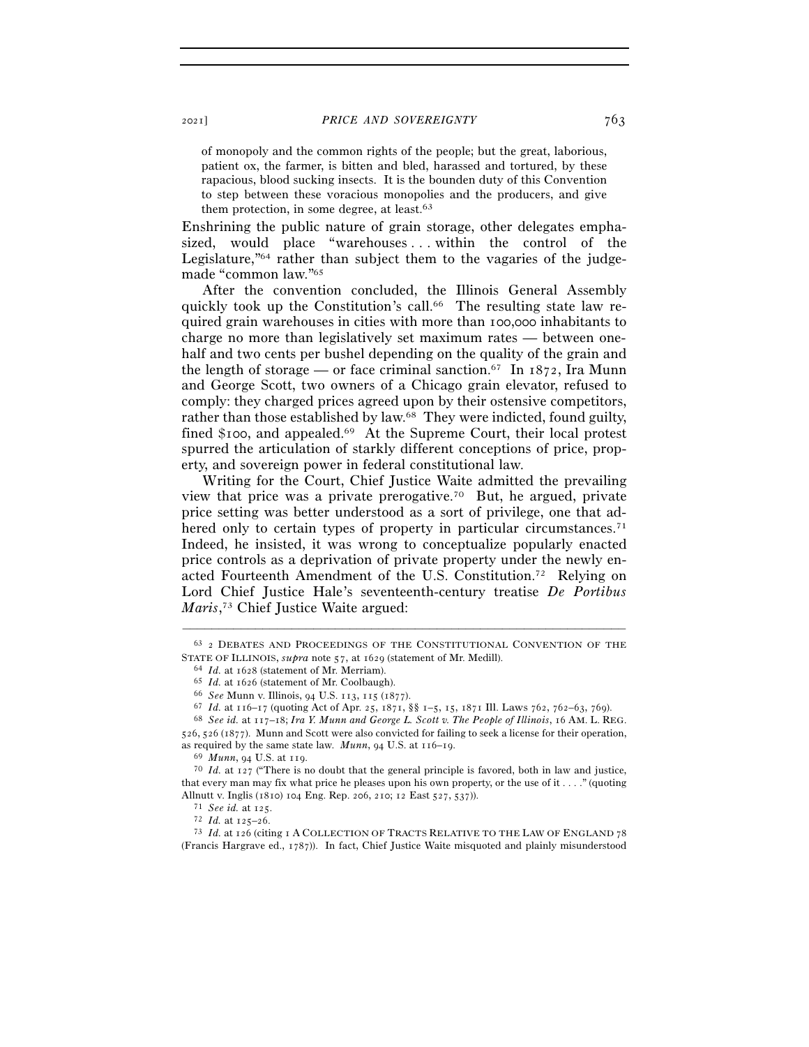> of monopoly and the common rights of the people; but the great, laborious, patient ox, the farmer, is bitten and bled, harassed and tortured, by these rapacious, blood sucking insects. It is the bounden duty of this Convention to step between these voracious monopolies and the producers, and give them protection, in some degree, at least.[63]

Enshrining the public nature of grain storage, other delegates emphasized, would place "warehouses . . . within the control of the Legislature,"[64] rather than subject them to the vagaries of the judge-made "common law."[65]

After the convention concluded, the Illinois General Assembly quickly took up the Constitution's call.[66] The resulting state law required grain warehouses in cities with more than 100,000 inhabitants to charge no more than legislatively set maximum rates — between one-half and two cents per bushel depending on the quality of the grain and the length of storage — or face criminal sanction.[67] In 1872, Ira Munn and George Scott, two owners of a Chicago grain elevator, refused to comply: they charged prices agreed upon by their ostensive competitors, rather than those established by law.[68] They were indicted, found guilty, fined $100, and appealed.[69] At the Supreme Court, their local protest spurred the articulation of starkly different conceptions of price, property, and sovereign power in federal constitutional law.

Writing for the Court, Chief Justice Waite admitted the prevailing view that price was a private prerogative.[70] But, he argued, private price setting was better understood as a sort of privilege, one that adhered only to certain types of property in particular circumstances.[71] Indeed, he insisted, it was wrong to conceptualize popularly enacted price controls as a deprivation of private property under the newly enacted Fourteenth Amendment of the U.S. Constitution.[72] Relying on Lord Chief Justice Hale's seventeenth-century treatise *De Portibus Maris*,[73] Chief Justice Waite argued:

---

[63] 2 DEBATES AND PROCEEDINGS OF THE CONSTITUTIONAL CONVENTION OF THE STATE OF ILLINOIS, *supra* note 57, at 1629 (statement of Mr. Medill).

[64] *Id.* at 1628 (statement of Mr. Merriam).

[65] *Id.* at 1626 (statement of Mr. Coolbaugh).

[66] *See* Munn v. Illinois, 94 U.S. 113, 115 (1877).

[67] *Id.* at 116–17 (quoting Act of Apr. 25, 1871, §§ 1–5, 15, 1871 Ill. Laws 762, 762–63, 769).

[68] *See id.* at 117–18; *Ira Y. Munn and George L. Scott v. The People of Illinois*, 16 AM. L. REG. 526, 526 (1877). Munn and Scott were also convicted for failing to seek a license for their operation, as required by the same state law. *Munn*, 94 U.S. at 116–19.

[69] *Munn*, 94 U.S. at 119.

[70] *Id.* at 127 ("There is no doubt that the general principle is favored, both in law and justice, that every man may fix what price he pleases upon his own property, or the use of it . . . ." (quoting Allnutt v. Inglis (1810) 104 Eng. Rep. 206, 210; 12 East 527, 537)).

[71] *See id.* at 125.

[72] *Id.* at 125–26.

[73] *Id.* at 126 (citing 1 A COLLECTION OF TRACTS RELATIVE TO THE LAW OF ENGLAND 78 (Francis Hargrave ed., 1787)). In fact, Chief Justice Waite misquoted and plainly misunderstood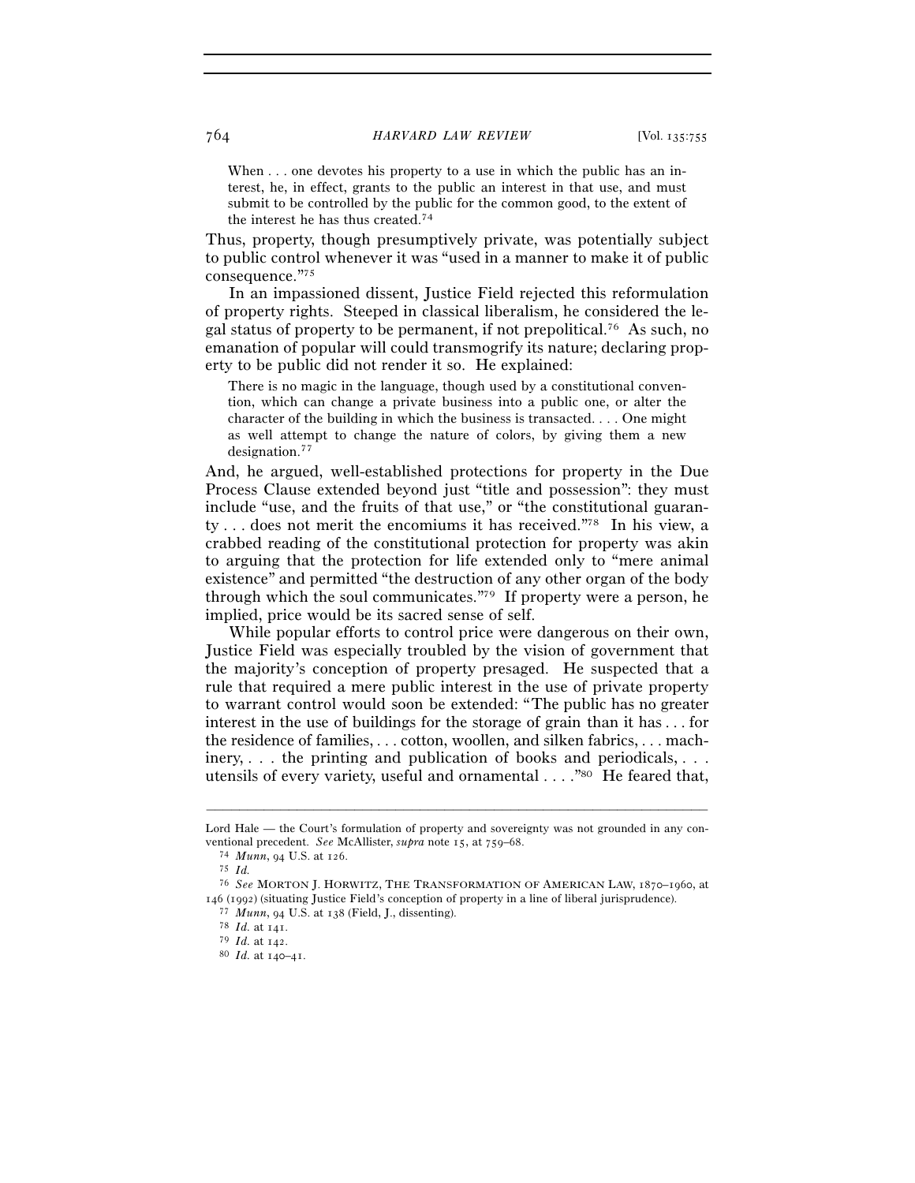> When . . . one devotes his property to a use in which the public has an interest, he, in effect, grants to the public an interest in that use, and must submit to be controlled by the public for the common good, to the extent of the interest he has thus created.[74]

Thus, property, though presumptively private, was potentially subject to public control whenever it was "used in a manner to make it of public consequence."[75]

In an impassioned dissent, Justice Field rejected this reformulation of property rights. Steeped in classical liberalism, he considered the legal status of property to be permanent, if not prepolitical.[76] As such, no emanation of popular will could transmogrify its nature; declaring property to be public did not render it so. He explained:

> There is no magic in the language, though used by a constitutional convention, which can change a private business into a public one, or alter the character of the building in which the business is transacted. . . . One might as well attempt to change the nature of colors, by giving them a new designation.[77]

And, he argued, well-established protections for property in the Due Process Clause extended beyond just "title and possession": they must include "use, and the fruits of that use," or "the constitutional guaranty . . . does not merit the encomiums it has received."[78] In his view, a crabbed reading of the constitutional protection for property was akin to arguing that the protection for life extended only to "mere animal existence" and permitted "the destruction of any other organ of the body through which the soul communicates."[79] If property were a person, he implied, price would be its sacred sense of self.

While popular efforts to control price were dangerous on their own, Justice Field was especially troubled by the vision of government that the majority's conception of property presaged. He suspected that a rule that required a mere public interest in the use of private property to warrant control would soon be extended: "The public has no greater interest in the use of buildings for the storage of grain than it has . . . for the residence of families, . . . cotton, woollen, and silken fabrics, . . . machinery, . . . the printing and publication of books and periodicals, . . . utensils of every variety, useful and ornamental . . . ."[80] He feared that,

---

Lord Hale — the Court's formulation of property and sovereignty was not grounded in any conventional precedent. *See* McAllister, *supra* note 15, at 759–68.

[74] *Munn*, 94 U.S. at 126.

[75] *Id.*

[76] *See* MORTON J. HORWITZ, THE TRANSFORMATION OF AMERICAN LAW, 1870–1960, at 146 (1992) (situating Justice Field's conception of property in a line of liberal jurisprudence).

[77] *Munn*, 94 U.S. at 138 (Field, J., dissenting).

[78] *Id.* at 141.

[79] *Id.* at 142.

[80] *Id.* at 140–41.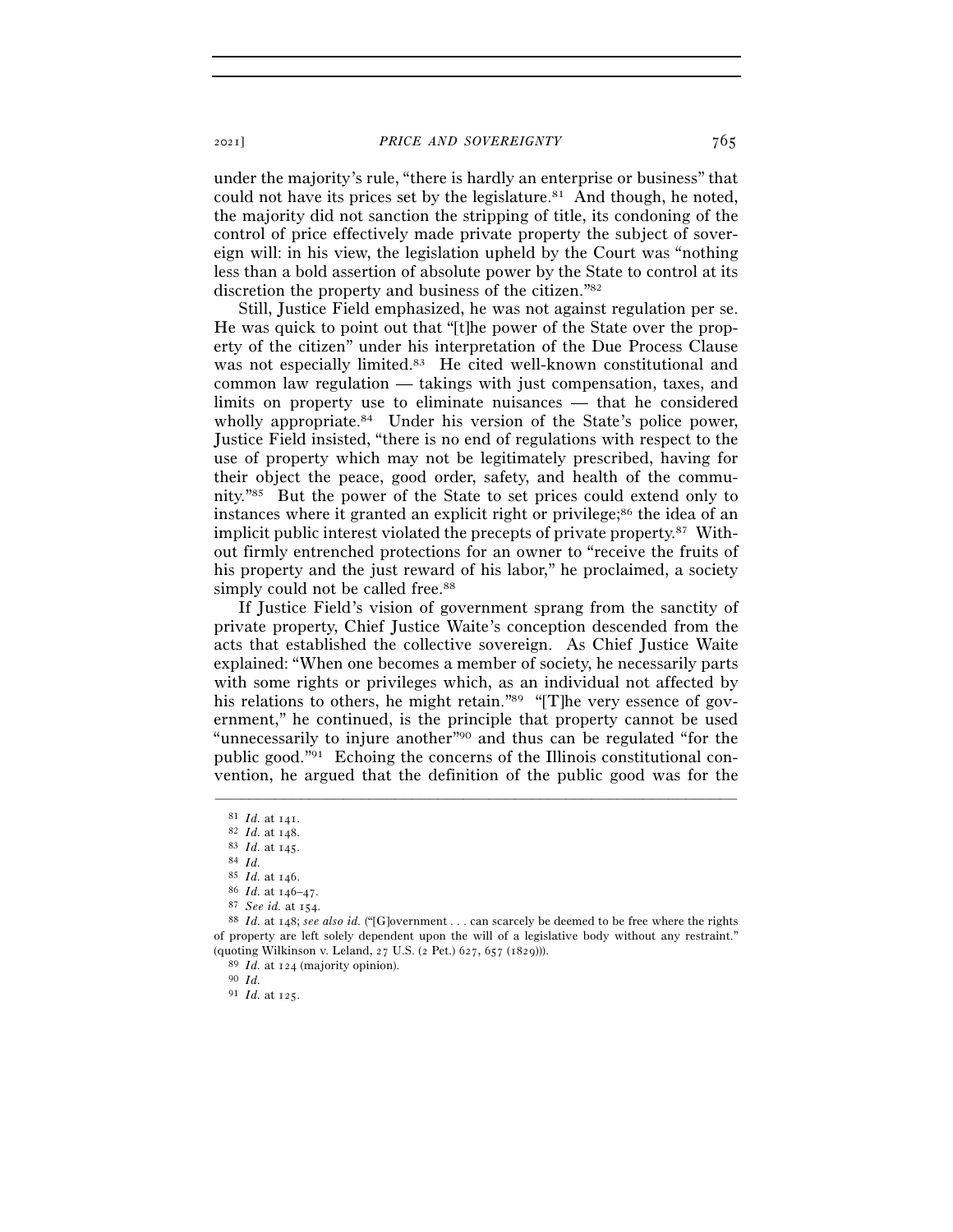under the majority's rule, "there is hardly an enterprise or business" that could not have its prices set by the legislature.[81] And though, he noted, the majority did not sanction the stripping of title, its condoning of the control of price effectively made private property the subject of sovereign will: in his view, the legislation upheld by the Court was "nothing less than a bold assertion of absolute power by the State to control at its discretion the property and business of the citizen."[82]

Still, Justice Field emphasized, he was not against regulation per se. He was quick to point out that "[t]he power of the State over the property of the citizen" under his interpretation of the Due Process Clause was not especially limited.[83] He cited well-known constitutional and common law regulation — takings with just compensation, taxes, and limits on property use to eliminate nuisances — that he considered wholly appropriate.[84] Under his version of the State's police power, Justice Field insisted, "there is no end of regulations with respect to the use of property which may not be legitimately prescribed, having for their object the peace, good order, safety, and health of the community."[85] But the power of the State to set prices could extend only to instances where it granted an explicit right or privilege;[86] the idea of an implicit public interest violated the precepts of private property.[87] Without firmly entrenched protections for an owner to "receive the fruits of his property and the just reward of his labor," he proclaimed, a society simply could not be called free.[88]

If Justice Field's vision of government sprang from the sanctity of private property, Chief Justice Waite's conception descended from the acts that established the collective sovereign. As Chief Justice Waite explained: "When one becomes a member of society, he necessarily parts with some rights or privileges which, as an individual not affected by his relations to others, he might retain."[89] "[T]he very essence of government," he continued, is the principle that property cannot be used "unnecessarily to injure another"[90] and thus can be regulated "for the public good."[91] Echoing the concerns of the Illinois constitutional convention, he argued that the definition of the public good was for the

---

[81] *Id.* at 141.

[82] *Id.* at 148.

[83] *Id.* at 145.

[84] *Id.*

[85] *Id.* at 146.

[86] *Id.* at 146–47.

[87] *See id.* at 154.

[88] *Id.* at 148; *see also id.* ("[G]overnment . . . can scarcely be deemed to be free where the rights of property are left solely dependent upon the will of a legislative body without any restraint." (quoting Wilkinson v. Leland, 27 U.S. (2 Pet.) 627, 657 (1829))).

[89] *Id.* at 124 (majority opinion).

[90] *Id.*

[91] *Id.* at 125.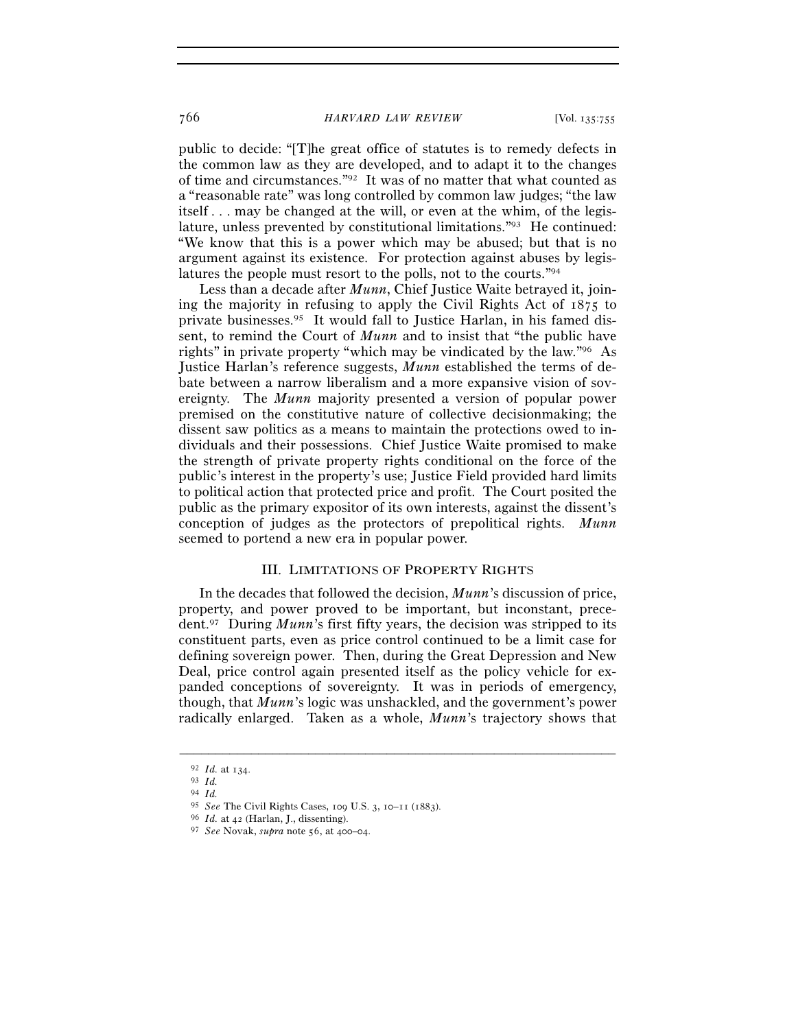public to decide: "[T]he great office of statutes is to remedy defects in the common law as they are developed, and to adapt it to the changes of time and circumstances."[92] It was of no matter that what counted as a "reasonable rate" was long controlled by common law judges; "the law itself . . . may be changed at the will, or even at the whim, of the legislature, unless prevented by constitutional limitations."[93] He continued: "We know that this is a power which may be abused; but that is no argument against its existence. For protection against abuses by legislatures the people must resort to the polls, not to the courts."[94]

Less than a decade after *Munn*, Chief Justice Waite betrayed it, joining the majority in refusing to apply the Civil Rights Act of 1875 to private businesses.[95] It would fall to Justice Harlan, in his famed dissent, to remind the Court of *Munn* and to insist that "the public have rights" in private property "which may be vindicated by the law."[96] As Justice Harlan's reference suggests, *Munn* established the terms of debate between a narrow liberalism and a more expansive vision of sovereignty. The *Munn* majority presented a version of popular power premised on the constitutive nature of collective decisionmaking; the dissent saw politics as a means to maintain the protections owed to individuals and their possessions. Chief Justice Waite promised to make the strength of private property rights conditional on the force of the public's interest in the property's use; Justice Field provided hard limits to political action that protected price and profit. The Court posited the public as the primary expositor of its own interests, against the dissent's conception of judges as the protectors of prepolitical rights. *Munn* seemed to portend a new era in popular power.

## III. LIMITATIONS OF PROPERTY RIGHTS

In the decades that followed the decision, *Munn*'s discussion of price, property, and power proved to be important, but inconstant, precedent.[97] During *Munn*'s first fifty years, the decision was stripped to its constituent parts, even as price control continued to be a limit case for defining sovereign power. Then, during the Great Depression and New Deal, price control again presented itself as the policy vehicle for expanded conceptions of sovereignty. It was in periods of emergency, though, that *Munn*'s logic was unshackled, and the government's power radically enlarged. Taken as a whole, *Munn*'s trajectory shows that

---

[92] *Id.* at 134.

[93] *Id.*

[94] *Id.*

[95] *See* The Civil Rights Cases, 109 U.S. 3, 10–11 (1883).

[96] *Id.* at 42 (Harlan, J., dissenting).

[97] *See* Novak, *supra* note 56, at 400–04.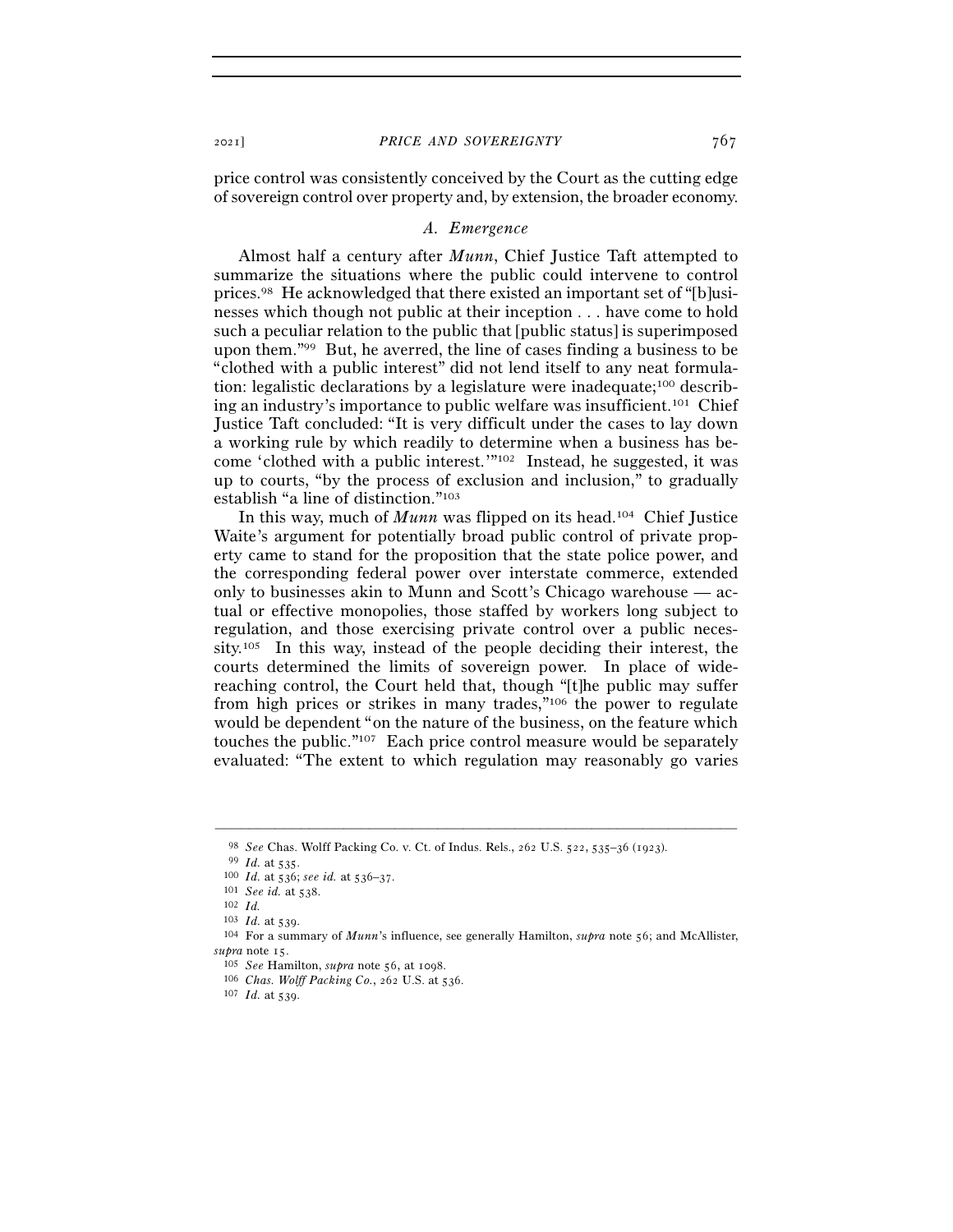price control was consistently conceived by the Court as the cutting edge of sovereign control over property and, by extension, the broader economy.

### *A. Emergence*

Almost half a century after *Munn*, Chief Justice Taft attempted to summarize the situations where the public could intervene to control prices.[98] He acknowledged that there existed an important set of "[b]usinesses which though not public at their inception . . . have come to hold such a peculiar relation to the public that [public status] is superimposed upon them."[99] But, he averred, the line of cases finding a business to be "clothed with a public interest" did not lend itself to any neat formulation: legalistic declarations by a legislature were inadequate;[100] describing an industry's importance to public welfare was insufficient.[101] Chief Justice Taft concluded: "It is very difficult under the cases to lay down a working rule by which readily to determine when a business has become 'clothed with a public interest.'"[102] Instead, he suggested, it was up to courts, "by the process of exclusion and inclusion," to gradually establish "a line of distinction."[103]

In this way, much of *Munn* was flipped on its head.[104] Chief Justice Waite's argument for potentially broad public control of private property came to stand for the proposition that the state police power, and the corresponding federal power over interstate commerce, extended only to businesses akin to Munn and Scott's Chicago warehouse — actual or effective monopolies, those staffed by workers long subject to regulation, and those exercising private control over a public necessity.[105] In this way, instead of the people deciding their interest, the courts determined the limits of sovereign power. In place of wide-reaching control, the Court held that, though "[t]he public may suffer from high prices or strikes in many trades,"[106] the power to regulate would be dependent "on the nature of the business, on the feature which touches the public."[107] Each price control measure would be separately evaluated: "The extent to which regulation may reasonably go varies

---

[98] *See* Chas. Wolff Packing Co. v. Ct. of Indus. Rels., 262 U.S. 522, 535–36 (1923).

[99] *Id.* at 535.

[100] *Id.* at 536; *see id.* at 536–37.

[101] *See id.* at 538.

[102] *Id.*

[103] *Id.* at 539.

[104] For a summary of *Munn*'s influence, see generally Hamilton, *supra* note 56; and McAllister, *supra* note 15.

[105] *See* Hamilton, *supra* note 56, at 1098.

[106] *Chas. Wolff Packing Co.*, 262 U.S. at 536.

[107] *Id.* at 539.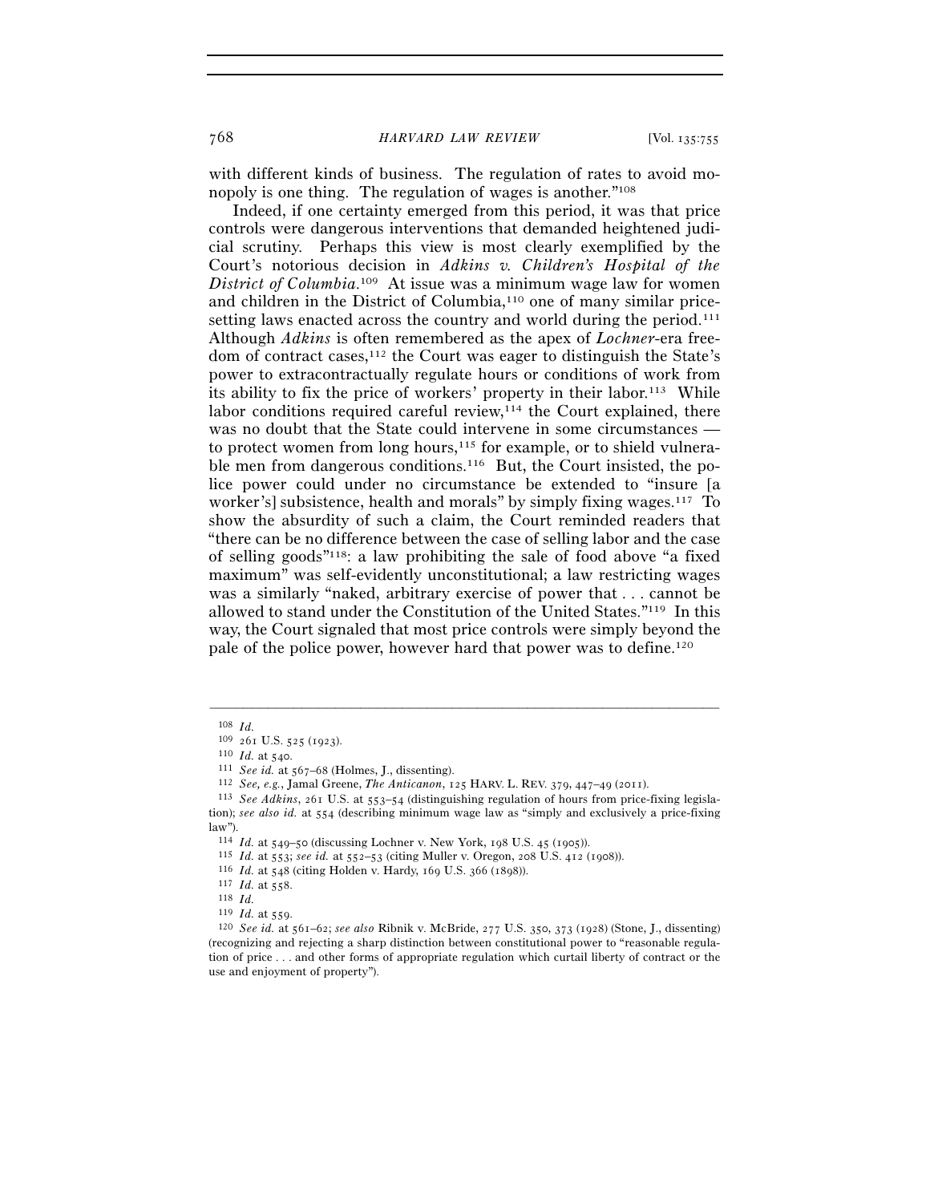with different kinds of business. The regulation of rates to avoid monopoly is one thing. The regulation of wages is another."[108]

Indeed, if one certainty emerged from this period, it was that price controls were dangerous interventions that demanded heightened judicial scrutiny. Perhaps this view is most clearly exemplified by the Court's notorious decision in *Adkins v. Children's Hospital of the District of Columbia*.[109] At issue was a minimum wage law for women and children in the District of Columbia,[110] one of many similar price-setting laws enacted across the country and world during the period.[111] Although *Adkins* is often remembered as the apex of *Lochner*-era freedom of contract cases,[112] the Court was eager to distinguish the State's power to extracontractually regulate hours or conditions of work from its ability to fix the price of workers' property in their labor.[113] While labor conditions required careful review,[114] the Court explained, there was no doubt that the State could intervene in some circumstances — to protect women from long hours,[115] for example, or to shield vulnerable men from dangerous conditions.[116] But, the Court insisted, the police power could under no circumstance be extended to "insure [a worker's] subsistence, health and morals" by simply fixing wages.[117] To show the absurdity of such a claim, the Court reminded readers that "there can be no difference between the case of selling labor and the case of selling goods"[118]: a law prohibiting the sale of food above "a fixed maximum" was self-evidently unconstitutional; a law restricting wages was a similarly "naked, arbitrary exercise of power that . . . cannot be allowed to stand under the Constitution of the United States."[119] In this way, the Court signaled that most price controls were simply beyond the pale of the police power, however hard that power was to define.[120]

---

[108] *Id.*

[109] 261 U.S. 525 (1923).

[110] *Id.* at 540.

[111] *See id.* at 567–68 (Holmes, J., dissenting).

[112] *See, e.g.*, Jamal Greene, *The Anticanon*, 125 HARV. L. REV. 379, 447–49 (2011).

[113] *See Adkins*, 261 U.S. at 553–54 (distinguishing regulation of hours from price-fixing legislation); *see also id.* at 554 (describing minimum wage law as "simply and exclusively a price-fixing law").

[114] *Id.* at 549–50 (discussing Lochner v. New York, 198 U.S. 45 (1905)).

[115] *Id.* at 553; *see id.* at 552–53 (citing Muller v. Oregon, 208 U.S. 412 (1908)).

[116] *Id.* at 548 (citing Holden v. Hardy, 169 U.S. 366 (1898)).

[117] *Id.* at 558.

[118] *Id.*

[119] *Id.* at 559.

[120] *See id.* at 561–62; *see also* Ribnik v. McBride, 277 U.S. 350, 373 (1928) (Stone, J., dissenting) (recognizing and rejecting a sharp distinction between constitutional power to "reasonable regulation of price . . . and other forms of appropriate regulation which curtail liberty of contract or the use and enjoyment of property").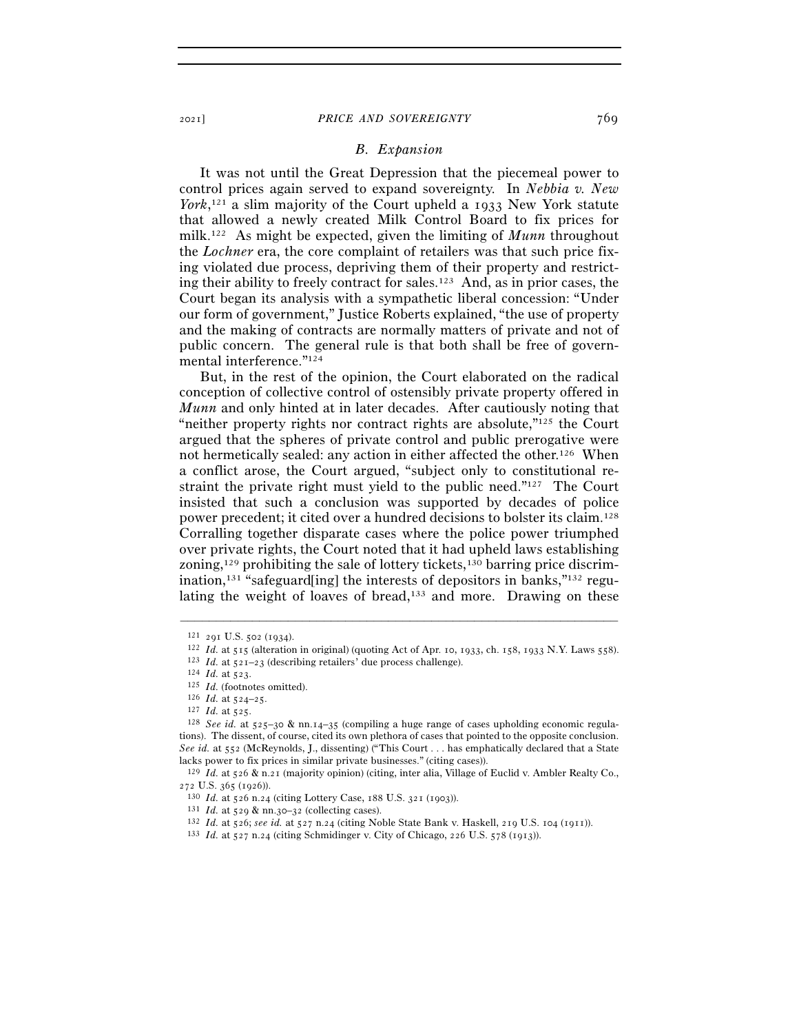### B. *Expansion*

It was not until the Great Depression that the piecemeal power to control prices again served to expand sovereignty. In *Nebbia v. New York*,[121] a slim majority of the Court upheld a 1933 New York statute that allowed a newly created Milk Control Board to fix prices for milk.[122] As might be expected, given the limiting of *Munn* throughout the *Lochner* era, the core complaint of retailers was that such price fixing violated due process, depriving them of their property and restricting their ability to freely contract for sales.[123] And, as in prior cases, the Court began its analysis with a sympathetic liberal concession: "Under our form of government," Justice Roberts explained, "the use of property and the making of contracts are normally matters of private and not of public concern. The general rule is that both shall be free of governmental interference."[124]

But, in the rest of the opinion, the Court elaborated on the radical conception of collective control of ostensibly private property offered in *Munn* and only hinted at in later decades. After cautiously noting that "neither property rights nor contract rights are absolute,"[125] the Court argued that the spheres of private control and public prerogative were not hermetically sealed: any action in either affected the other.[126] When a conflict arose, the Court argued, "subject only to constitutional restraint the private right must yield to the public need."[127] The Court insisted that such a conclusion was supported by decades of police power precedent; it cited over a hundred decisions to bolster its claim.[128] Corralling together disparate cases where the police power triumphed over private rights, the Court noted that it had upheld laws establishing zoning,[129] prohibiting the sale of lottery tickets,[130] barring price discrimination,[131] "safeguard[ing] the interests of depositors in banks,"[132] regulating the weight of loaves of bread,[133] and more. Drawing on these

---

[121] 291 U.S. 502 (1934).

[122] *Id.* at 515 (alteration in original) (quoting Act of Apr. 10, 1933, ch. 158, 1933 N.Y. Laws 558).

[123] *Id.* at 521–23 (describing retailers' due process challenge).

[124] *Id.* at 523.

[125] *Id.* (footnotes omitted).

[126] *Id.* at 524–25.

[127] *Id.* at 525.

[128] *See id.* at 525–30 & nn.14–35 (compiling a huge range of cases upholding economic regulations). The dissent, of course, cited its own plethora of cases that pointed to the opposite conclusion. *See id.* at 552 (McReynolds, J., dissenting) ("This Court . . . has emphatically declared that a State lacks power to fix prices in similar private businesses." (citing cases)).

[129] *Id.* at 526 & n.21 (majority opinion) (citing, inter alia, Village of Euclid v. Ambler Realty Co., 272 U.S. 365 (1926)).

[130] *Id.* at 526 n.24 (citing Lottery Case, 188 U.S. 321 (1903)).

[131] *Id.* at 529 & nn.30–32 (collecting cases).

[132] *Id.* at 526; *see id.* at 527 n.24 (citing Noble State Bank v. Haskell, 219 U.S. 104 (1911)).

[133] *Id.* at 527 n.24 (citing Schmidinger v. City of Chicago, 226 U.S. 578 (1913)).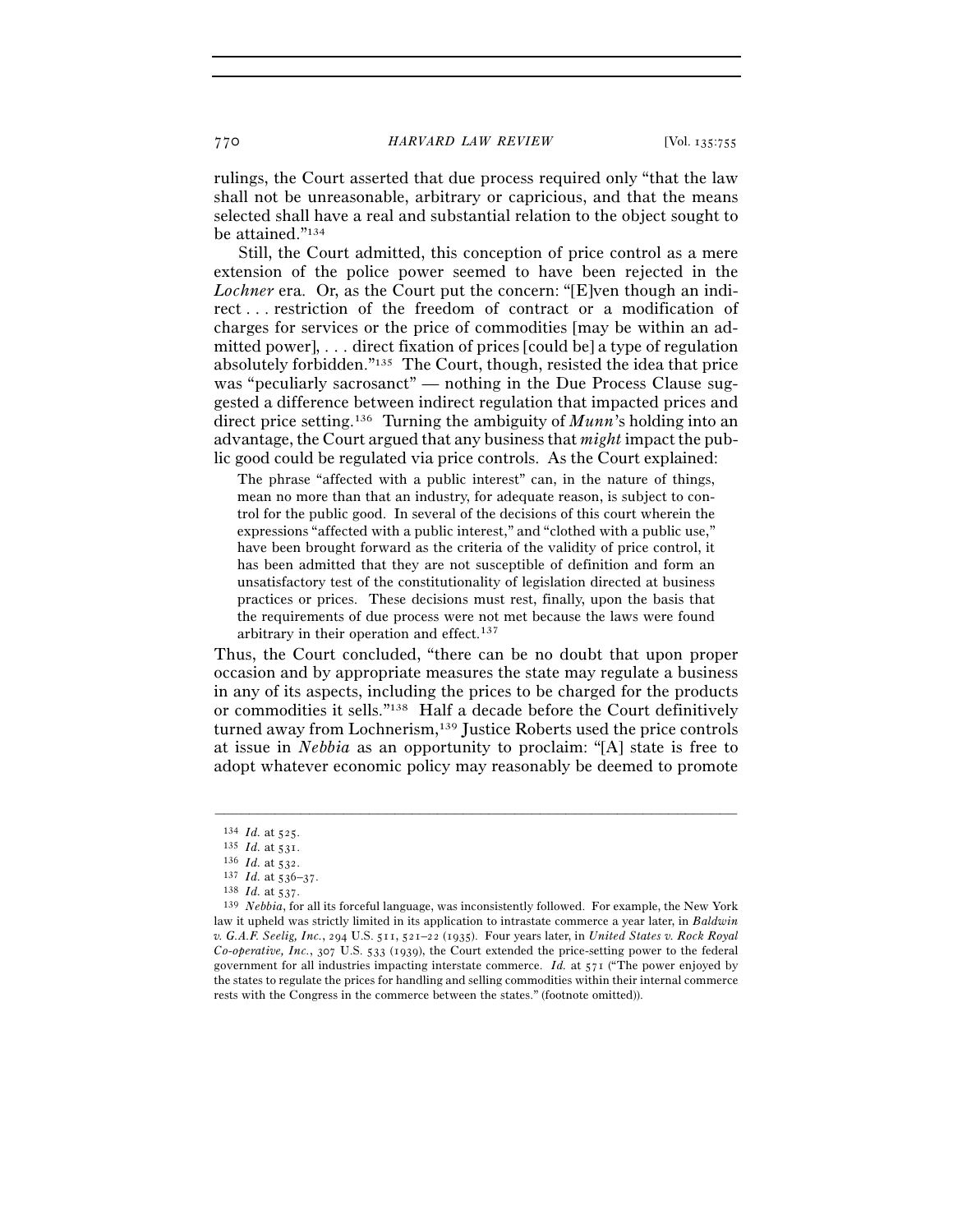rulings, the Court asserted that due process required only "that the law shall not be unreasonable, arbitrary or capricious, and that the means selected shall have a real and substantial relation to the object sought to be attained."[134]

Still, the Court admitted, this conception of price control as a mere extension of the police power seemed to have been rejected in the *Lochner* era. Or, as the Court put the concern: "[E]ven though an indirect . . . restriction of the freedom of contract or a modification of charges for services or the price of commodities [may be within an admitted power], . . . direct fixation of prices [could be] a type of regulation absolutely forbidden."[135] The Court, though, resisted the idea that price was "peculiarly sacrosanct" — nothing in the Due Process Clause suggested a difference between indirect regulation that impacted prices and direct price setting.[136] Turning the ambiguity of *Munn*'s holding into an advantage, the Court argued that any business that *might* impact the public good could be regulated via price controls. As the Court explained:

> The phrase "affected with a public interest" can, in the nature of things, mean no more than that an industry, for adequate reason, is subject to control for the public good. In several of the decisions of this court wherein the expressions "affected with a public interest," and "clothed with a public use," have been brought forward as the criteria of the validity of price control, it has been admitted that they are not susceptible of definition and form an unsatisfactory test of the constitutionality of legislation directed at business practices or prices. These decisions must rest, finally, upon the basis that the requirements of due process were not met because the laws were found arbitrary in their operation and effect.[137]

Thus, the Court concluded, "there can be no doubt that upon proper occasion and by appropriate measures the state may regulate a business in any of its aspects, including the prices to be charged for the products or commodities it sells."[138] Half a decade before the Court definitively turned away from Lochnerism,[139] Justice Roberts used the price controls at issue in *Nebbia* as an opportunity to proclaim: "[A] state is free to adopt whatever economic policy may reasonably be deemed to promote

---

[134] *Id.* at 525.

[135] *Id.* at 531.

[136] *Id.* at 532.

[137] *Id.* at 536–37.

[138] *Id.* at 537.

[139] *Nebbia*, for all its forceful language, was inconsistently followed. For example, the New York law it upheld was strictly limited in its application to intrastate commerce a year later, in *Baldwin v. G.A.F. Seelig, Inc.*, 294 U.S. 511, 521–22 (1935). Four years later, in *United States v. Rock Royal Co-operative, Inc.*, 307 U.S. 533 (1939), the Court extended the price-setting power to the federal government for all industries impacting interstate commerce. *Id.* at 571 ("The power enjoyed by the states to regulate the prices for handling and selling commodities within their internal commerce rests with the Congress in the commerce between the states." (footnote omitted)).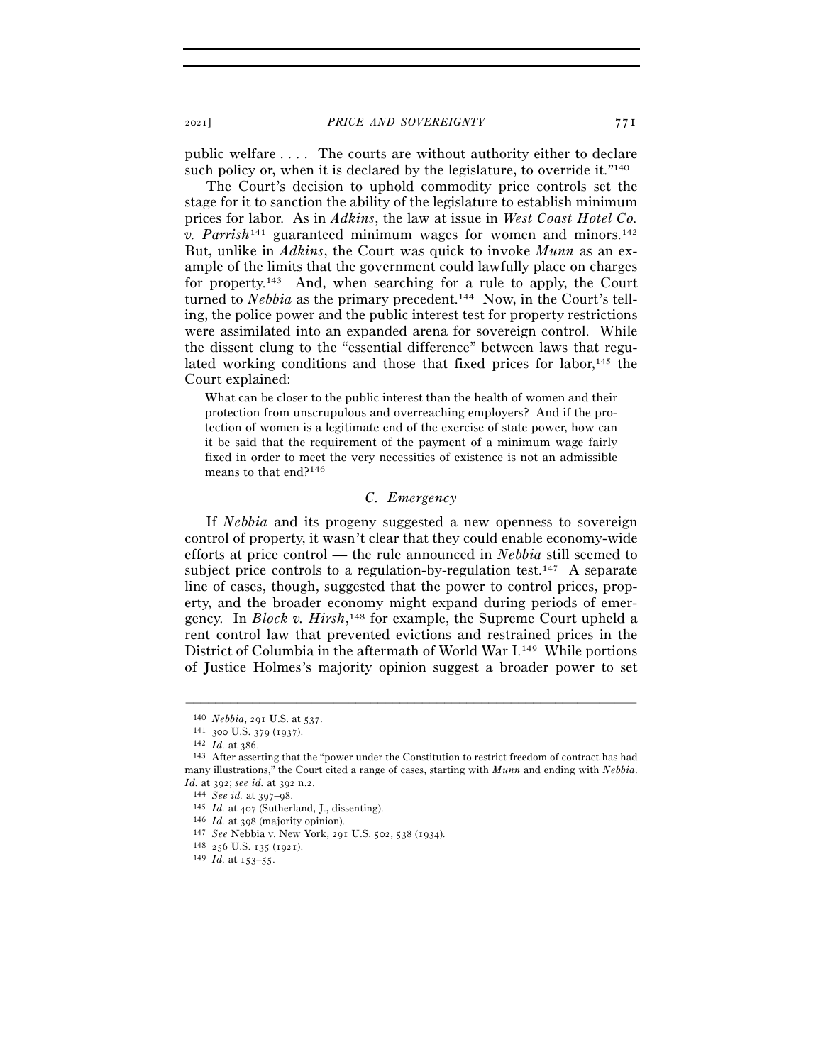public welfare . . . . The courts are without authority either to declare such policy or, when it is declared by the legislature, to override it."[140]

The Court's decision to uphold commodity price controls set the stage for it to sanction the ability of the legislature to establish minimum prices for labor. As in *Adkins*, the law at issue in *West Coast Hotel Co. v. Parrish*[141] guaranteed minimum wages for women and minors.[142] But, unlike in *Adkins*, the Court was quick to invoke *Munn* as an example of the limits that the government could lawfully place on charges for property.[143] And, when searching for a rule to apply, the Court turned to *Nebbia* as the primary precedent.[144] Now, in the Court's telling, the police power and the public interest test for property restrictions were assimilated into an expanded arena for sovereign control. While the dissent clung to the "essential difference" between laws that regulated working conditions and those that fixed prices for labor,[145] the Court explained:

> What can be closer to the public interest than the health of women and their protection from unscrupulous and overreaching employers? And if the protection of women is a legitimate end of the exercise of state power, how can it be said that the requirement of the payment of a minimum wage fairly fixed in order to meet the very necessities of existence is not an admissible means to that end?[146]

### *C. Emergency*

If *Nebbia* and its progeny suggested a new openness to sovereign control of property, it wasn't clear that they could enable economy-wide efforts at price control — the rule announced in *Nebbia* still seemed to subject price controls to a regulation-by-regulation test.[147] A separate line of cases, though, suggested that the power to control prices, property, and the broader economy might expand during periods of emergency. In *Block v. Hirsh*,[148] for example, the Supreme Court upheld a rent control law that prevented evictions and restrained prices in the District of Columbia in the aftermath of World War I.[149] While portions of Justice Holmes's majority opinion suggest a broader power to set

---

[140] *Nebbia*, 291 U.S. at 537.

[141] 300 U.S. 379 (1937).

[142] *Id.* at 386.

[143] After asserting that the "power under the Constitution to restrict freedom of contract has had many illustrations," the Court cited a range of cases, starting with *Munn* and ending with *Nebbia*. *Id.* at 392; *see id.* at 392 n.2.

[144] *See id.* at 397–98.

[145] *Id.* at 407 (Sutherland, J., dissenting).

[146] *Id.* at 398 (majority opinion).

[147] *See* Nebbia v. New York, 291 U.S. 502, 538 (1934).

[148] 256 U.S. 135 (1921).

[149] *Id.* at 153–55.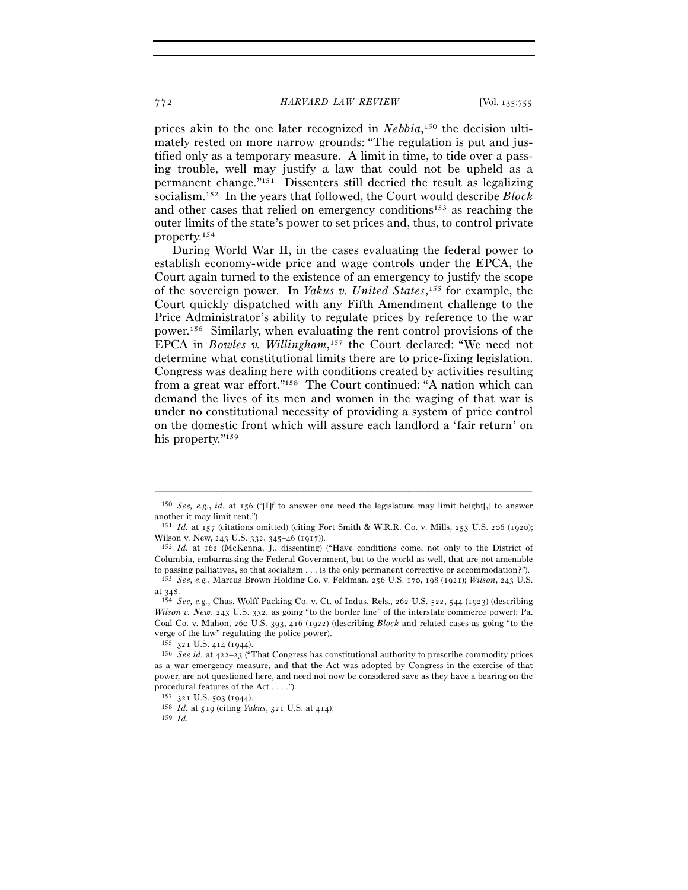prices akin to the one later recognized in *Nebbia*,[150] the decision ultimately rested on more narrow grounds: "The regulation is put and justified only as a temporary measure. A limit in time, to tide over a passing trouble, well may justify a law that could not be upheld as a permanent change."[151] Dissenters still decried the result as legalizing socialism.[152] In the years that followed, the Court would describe *Block* and other cases that relied on emergency conditions[153] as reaching the outer limits of the state's power to set prices and, thus, to control private property.[154]

During World War II, in the cases evaluating the federal power to establish economy-wide price and wage controls under the EPCA, the Court again turned to the existence of an emergency to justify the scope of the sovereign power. In *Yakus v. United States*,[155] for example, the Court quickly dispatched with any Fifth Amendment challenge to the Price Administrator's ability to regulate prices by reference to the war power.[156] Similarly, when evaluating the rent control provisions of the EPCA in *Bowles v. Willingham*,[157] the Court declared: "We need not determine what constitutional limits there are to price-fixing legislation. Congress was dealing here with conditions created by activities resulting from a great war effort."[158] The Court continued: "A nation which can demand the lives of its men and women in the waging of that war is under no constitutional necessity of providing a system of price control on the domestic front which will assure each landlord a 'fair return' on his property."[159]

---

[150] *See, e.g.*, *id.* at 156 ("[I]f to answer one need the legislature may limit height[,] to answer another it may limit rent.").

[151] *Id.* at 157 (citations omitted) (citing Fort Smith & W.R.R. Co. v. Mills, 253 U.S. 206 (1920); Wilson v. New, 243 U.S. 332, 345–46 (1917)).

[152] *Id.* at 162 (McKenna, J., dissenting) ("Have conditions come, not only to the District of Columbia, embarrassing the Federal Government, but to the world as well, that are not amenable to passing palliatives, so that socialism . . . is the only permanent corrective or accommodation?").

[153] *See, e.g.*, Marcus Brown Holding Co. v. Feldman, 256 U.S. 170, 198 (1921); *Wilson*, 243 U.S. at 348.

[154] *See, e.g.*, Chas. Wolff Packing Co. v. Ct. of Indus. Rels., 262 U.S. 522, 544 (1923) (describing *Wilson v. New*, 243 U.S. 332, as going "to the border line" of the interstate commerce power); Pa. Coal Co. v. Mahon, 260 U.S. 393, 416 (1922) (describing *Block* and related cases as going "to the verge of the law" regulating the police power).

[155] 321 U.S. 414 (1944).

[156] *See id.* at 422–23 ("That Congress has constitutional authority to prescribe commodity prices as a war emergency measure, and that the Act was adopted by Congress in the exercise of that power, are not questioned here, and need not now be considered save as they have a bearing on the procedural features of the Act . . . .").

[157] 321 U.S. 503 (1944).

[158] *Id.* at 519 (citing *Yakus*, 321 U.S. at 414).

[159] *Id.*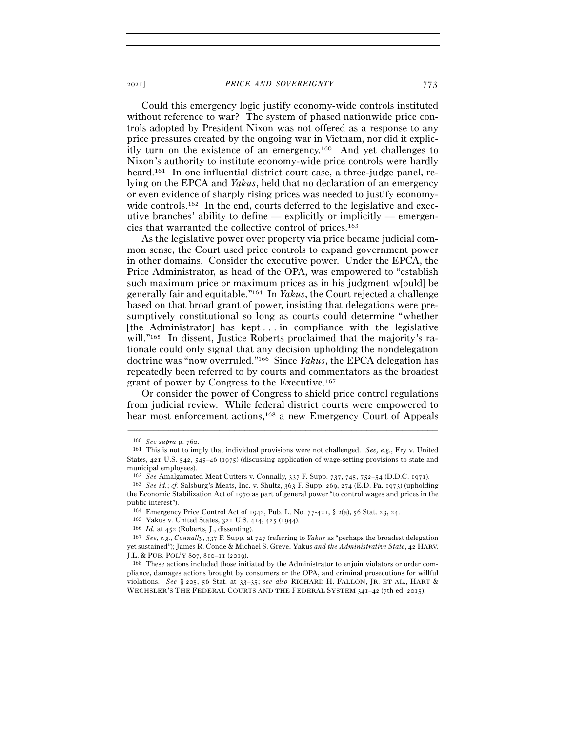Could this emergency logic justify economy-wide controls instituted without reference to war? The system of phased nationwide price controls adopted by President Nixon was not offered as a response to any price pressures created by the ongoing war in Vietnam, nor did it explicitly turn on the existence of an emergency.[160] And yet challenges to Nixon's authority to institute economy-wide price controls were hardly heard.[161] In one influential district court case, a three-judge panel, relying on the EPCA and *Yakus*, held that no declaration of an emergency or even evidence of sharply rising prices was needed to justify economy-wide controls.[162] In the end, courts deferred to the legislative and executive branches' ability to define — explicitly or implicitly — emergencies that warranted the collective control of prices.[163]

As the legislative power over property via price became judicial common sense, the Court used price controls to expand government power in other domains. Consider the executive power. Under the EPCA, the Price Administrator, as head of the OPA, was empowered to "establish such maximum price or maximum prices as in his judgment w[ould] be generally fair and equitable."[164] In *Yakus*, the Court rejected a challenge based on that broad grant of power, insisting that delegations were presumptively constitutional so long as courts could determine "whether [the Administrator] has kept . . . in compliance with the legislative will."[165] In dissent, Justice Roberts proclaimed that the majority's rationale could only signal that any decision upholding the nondelegation doctrine was "now overruled."[166] Since *Yakus*, the EPCA delegation has repeatedly been referred to by courts and commentators as the broadest grant of power by Congress to the Executive.[167]

Or consider the power of Congress to shield price control regulations from judicial review. While federal district courts were empowered to hear most enforcement actions,[168] a new Emergency Court of Appeals

---

160 *See supra* p. 760.

161 This is not to imply that individual provisions were not challenged. *See, e.g.*, Fry v. United States, 421 U.S. 542, 545–46 (1975) (discussing application of wage-setting provisions to state and municipal employees).

162 *See* Amalgamated Meat Cutters v. Connally, 337 F. Supp. 737, 745, 752–54 (D.D.C. 1971).

163 *See id.*; *cf.* Salsburg's Meats, Inc. v. Shultz, 363 F. Supp. 269, 274 (E.D. Pa. 1973) (upholding the Economic Stabilization Act of 1970 as part of general power "to control wages and prices in the public interest").

164 Emergency Price Control Act of 1942, Pub. L. No. 77-421, § 2(a), 56 Stat. 23, 24.

165 Yakus v. United States, 321 U.S. 414, 425 (1944).

166 *Id.* at 452 (Roberts, J., dissenting).

167 *See, e.g.*, *Connally*, 337 F. Supp. at 747 (referring to *Yakus* as "perhaps the broadest delegation yet sustained"); James R. Conde & Michael S. Greve, Yakus *and the Administrative State*, 42 HARV. J.L. & PUB. POL'Y 807, 810–11 (2019).

168 These actions included those initiated by the Administrator to enjoin violators or order compliance, damages actions brought by consumers or the OPA, and criminal prosecutions for willful violations. *See* § 205, 56 Stat. at 33–35; *see also* RICHARD H. FALLON, JR. ET AL., HART & WECHSLER'S THE FEDERAL COURTS AND THE FEDERAL SYSTEM 341–42 (7th ed. 2015).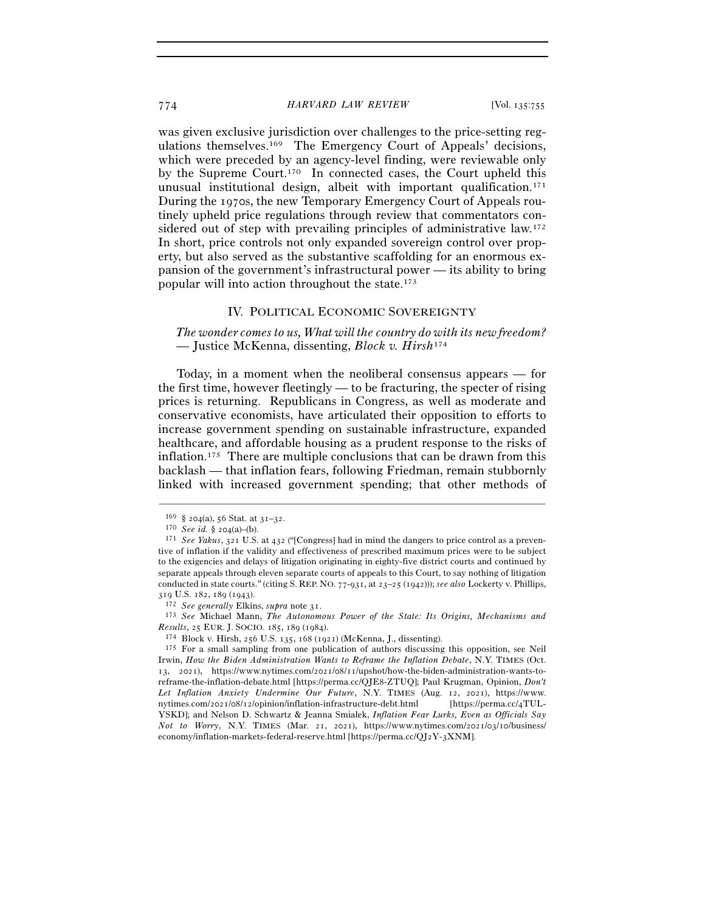was given exclusive jurisdiction over challenges to the price-setting regulations themselves.[169] The Emergency Court of Appeals' decisions, which were preceded by an agency-level finding, were reviewable only by the Supreme Court.[170] In connected cases, the Court upheld this unusual institutional design, albeit with important qualification.[171] During the 1970s, the new Temporary Emergency Court of Appeals routinely upheld price regulations through review that commentators considered out of step with prevailing principles of administrative law.[172] In short, price controls not only expanded sovereign control over property, but also served as the substantive scaffolding for an enormous expansion of the government's infrastructural power — its ability to bring popular will into action throughout the state.[173]

## IV. Political Economic Sovereignty

*The wonder comes to us, What will the country do with its new freedom?* — Justice McKenna, dissenting, *Block v. Hirsh*[174]

Today, in a moment when the neoliberal consensus appears — for the first time, however fleetingly — to be fracturing, the specter of rising prices is returning. Republicans in Congress, as well as moderate and conservative economists, have articulated their opposition to efforts to increase government spending on sustainable infrastructure, expanded healthcare, and affordable housing as a prudent response to the risks of inflation.[175] There are multiple conclusions that can be drawn from this backlash — that inflation fears, following Friedman, remain stubbornly linked with increased government spending; that other methods of

---

[169] § 204(a), 56 Stat. at 31–32.

[170] *See id.* § 204(a)–(b).

[171] *See Yakus*, 321 U.S. at 432 ("[Congress] had in mind the dangers to price control as a preventive of inflation if the validity and effectiveness of prescribed maximum prices were to be subject to the exigencies and delays of litigation originating in eighty-five district courts and continued by separate appeals through eleven separate courts of appeals to this Court, to say nothing of litigation conducted in state courts." (citing S. Rep. No. 77-931, at 23–25 (1942))); *see also* Lockerty v. Phillips, 319 U.S. 182, 189 (1943).

[172] *See generally* Elkins, *supra* note 31.

[173] *See* Michael Mann, *The Autonomous Power of the State: Its Origins, Mechanisms and Results*, 25 Eur. J. Socio. 185, 189 (1984).

[174] Block v. Hirsh, 256 U.S. 135, 168 (1921) (McKenna, J., dissenting).

[175] For a small sampling from one publication of authors discussing this opposition, see Neil Irwin, *How the Biden Administration Wants to Reframe the Inflation Debate*, N.Y. Times (Oct. 13, 2021), https://www.nytimes.com/2021/08/11/upshot/how-the-biden-administration-wants-to-reframe-the-inflation-debate.html [https://perma.cc/QJE8-ZTUQ]; Paul Krugman, Opinion, *Don't Let Inflation Anxiety Undermine Our Future*, N.Y. Times (Aug. 12, 2021), https://www.nytimes.com/2021/08/12/opinion/inflation-infrastructure-debt.html [https://perma.cc/4TUL-YSKD]; and Nelson D. Schwartz & Jeanna Smialek, *Inflation Fear Lurks, Even as Officials Say Not to Worry*, N.Y. Times (Mar. 21, 2021), https://www.nytimes.com/2021/03/10/business/economy/inflation-markets-federal-reserve.html [https://perma.cc/QJ2Y-3XNM].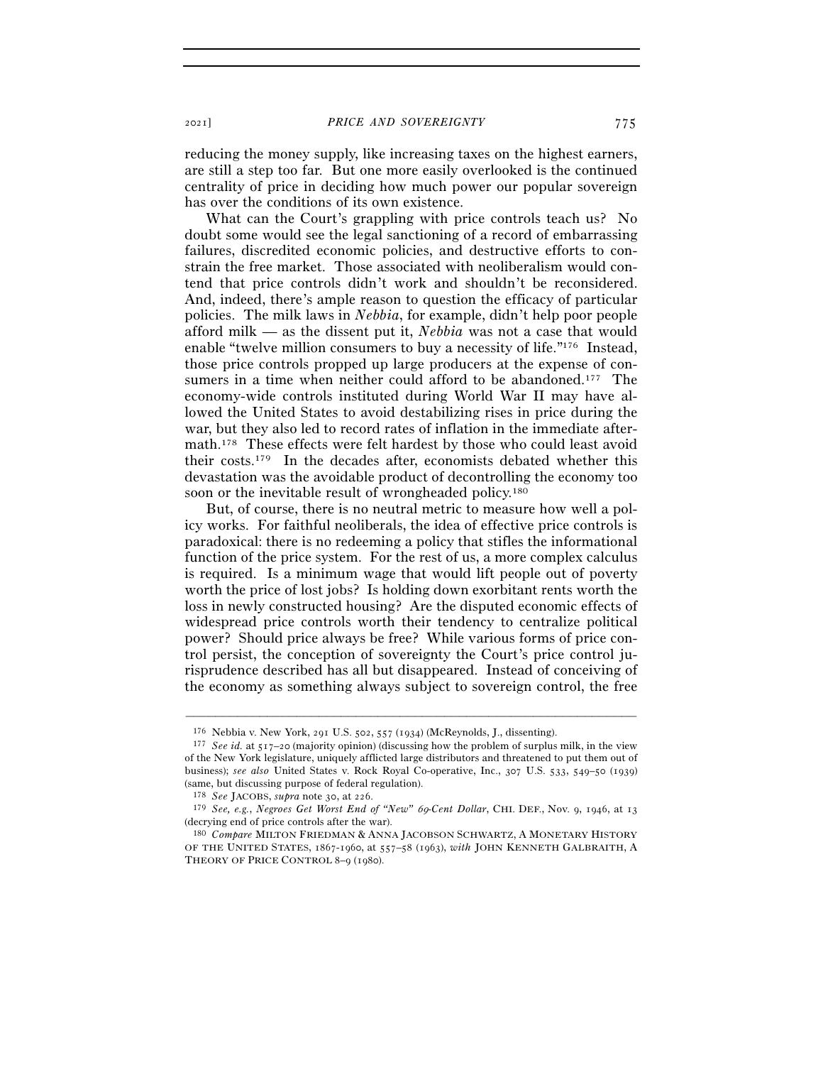reducing the money supply, like increasing taxes on the highest earners, are still a step too far. But one more easily overlooked is the continued centrality of price in deciding how much power our popular sovereign has over the conditions of its own existence.

What can the Court's grappling with price controls teach us? No doubt some would see the legal sanctioning of a record of embarrassing failures, discredited economic policies, and destructive efforts to constrain the free market. Those associated with neoliberalism would contend that price controls didn't work and shouldn't be reconsidered. And, indeed, there's ample reason to question the efficacy of particular policies. The milk laws in *Nebbia*, for example, didn't help poor people afford milk — as the dissent put it, *Nebbia* was not a case that would enable "twelve million consumers to buy a necessity of life."[176] Instead, those price controls propped up large producers at the expense of consumers in a time when neither could afford to be abandoned.[177] The economy-wide controls instituted during World War II may have allowed the United States to avoid destabilizing rises in price during the war, but they also led to record rates of inflation in the immediate aftermath.[178] These effects were felt hardest by those who could least avoid their costs.[179] In the decades after, economists debated whether this devastation was the avoidable product of decontrolling the economy too soon or the inevitable result of wrongheaded policy.[180]

But, of course, there is no neutral metric to measure how well a policy works. For faithful neoliberals, the idea of effective price controls is paradoxical: there is no redeeming a policy that stifles the informational function of the price system. For the rest of us, a more complex calculus is required. Is a minimum wage that would lift people out of poverty worth the price of lost jobs? Is holding down exorbitant rents worth the loss in newly constructed housing? Are the disputed economic effects of widespread price controls worth their tendency to centralize political power? Should price always be free? While various forms of price control persist, the conception of sovereignty the Court's price control jurisprudence described has all but disappeared. Instead of conceiving of the economy as something always subject to sovereign control, the free

---

[176] Nebbia v. New York, 291 U.S. 502, 557 (1934) (McReynolds, J., dissenting).

[177] *See id.* at 517–20 (majority opinion) (discussing how the problem of surplus milk, in the view of the New York legislature, uniquely afflicted large distributors and threatened to put them out of business); *see also* United States v. Rock Royal Co-operative, Inc., 307 U.S. 533, 549–50 (1939) (same, but discussing purpose of federal regulation).

[178] *See* JACOBS, *supra* note 30, at 226.

[179] *See, e.g.*, *Negroes Get Worst End of "New" 69-Cent Dollar*, CHI. DEF., Nov. 9, 1946, at 13 (decrying end of price controls after the war).

[180] *Compare* MILTON FRIEDMAN & ANNA JACOBSON SCHWARTZ, A MONETARY HISTORY OF THE UNITED STATES, 1867-1960, at 557–58 (1963), *with* JOHN KENNETH GALBRAITH, A THEORY OF PRICE CONTROL 8–9 (1980).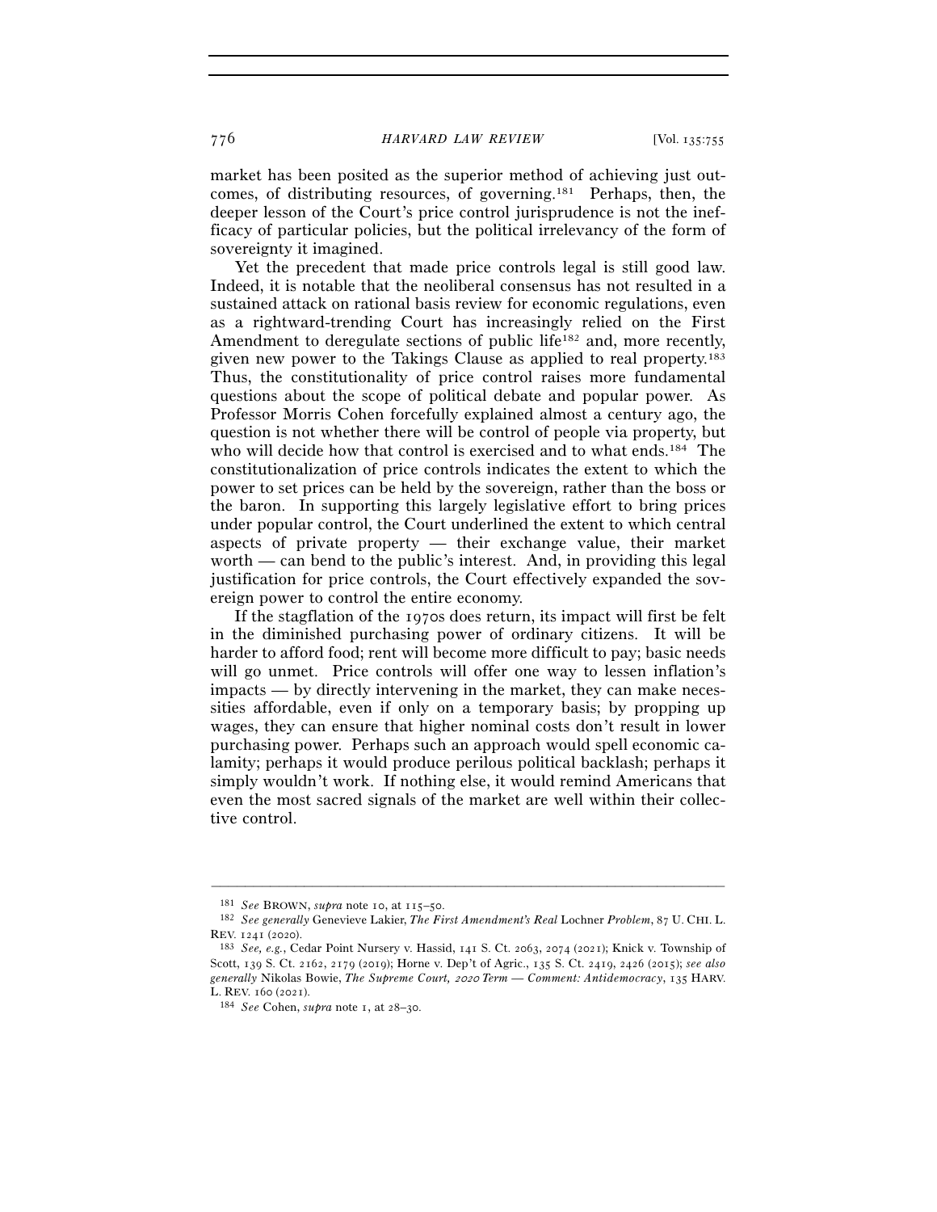market has been posited as the superior method of achieving just outcomes, of distributing resources, of governing.[181] Perhaps, then, the deeper lesson of the Court's price control jurisprudence is not the inefficacy of particular policies, but the political irrelevancy of the form of sovereignty it imagined.

Yet the precedent that made price controls legal is still good law. Indeed, it is notable that the neoliberal consensus has not resulted in a sustained attack on rational basis review for economic regulations, even as a rightward-trending Court has increasingly relied on the First Amendment to deregulate sections of public life[182] and, more recently, given new power to the Takings Clause as applied to real property.[183] Thus, the constitutionality of price control raises more fundamental questions about the scope of political debate and popular power. As Professor Morris Cohen forcefully explained almost a century ago, the question is not whether there will be control of people via property, but who will decide how that control is exercised and to what ends.[184] The constitutionalization of price controls indicates the extent to which the power to set prices can be held by the sovereign, rather than the boss or the baron. In supporting this largely legislative effort to bring prices under popular control, the Court underlined the extent to which central aspects of private property — their exchange value, their market worth — can bend to the public's interest. And, in providing this legal justification for price controls, the Court effectively expanded the sovereign power to control the entire economy.

If the stagflation of the 1970s does return, its impact will first be felt in the diminished purchasing power of ordinary citizens. It will be harder to afford food; rent will become more difficult to pay; basic needs will go unmet. Price controls will offer one way to lessen inflation's impacts — by directly intervening in the market, they can make necessities affordable, even if only on a temporary basis; by propping up wages, they can ensure that higher nominal costs don't result in lower purchasing power. Perhaps such an approach would spell economic calamity; perhaps it would produce perilous political backlash; perhaps it simply wouldn't work. If nothing else, it would remind Americans that even the most sacred signals of the market are well within their collective control.

---

[181] *See* BROWN, *supra* note 10, at 115–50.

[182] *See generally* Genevieve Lakier, *The First Amendment's Real* Lochner *Problem*, 87 U. CHI. L. REV. 1241 (2020).

[183] *See, e.g.*, Cedar Point Nursery v. Hassid, 141 S. Ct. 2063, 2074 (2021); Knick v. Township of Scott, 139 S. Ct. 2162, 2179 (2019); Horne v. Dep't of Agric., 135 S. Ct. 2419, 2426 (2015); *see also generally* Nikolas Bowie, *The Supreme Court, 2020 Term — Comment: Antidemocracy*, 135 HARV. L. REV. 160 (2021).

[184] *See* Cohen, *supra* note 1, at 28–30.